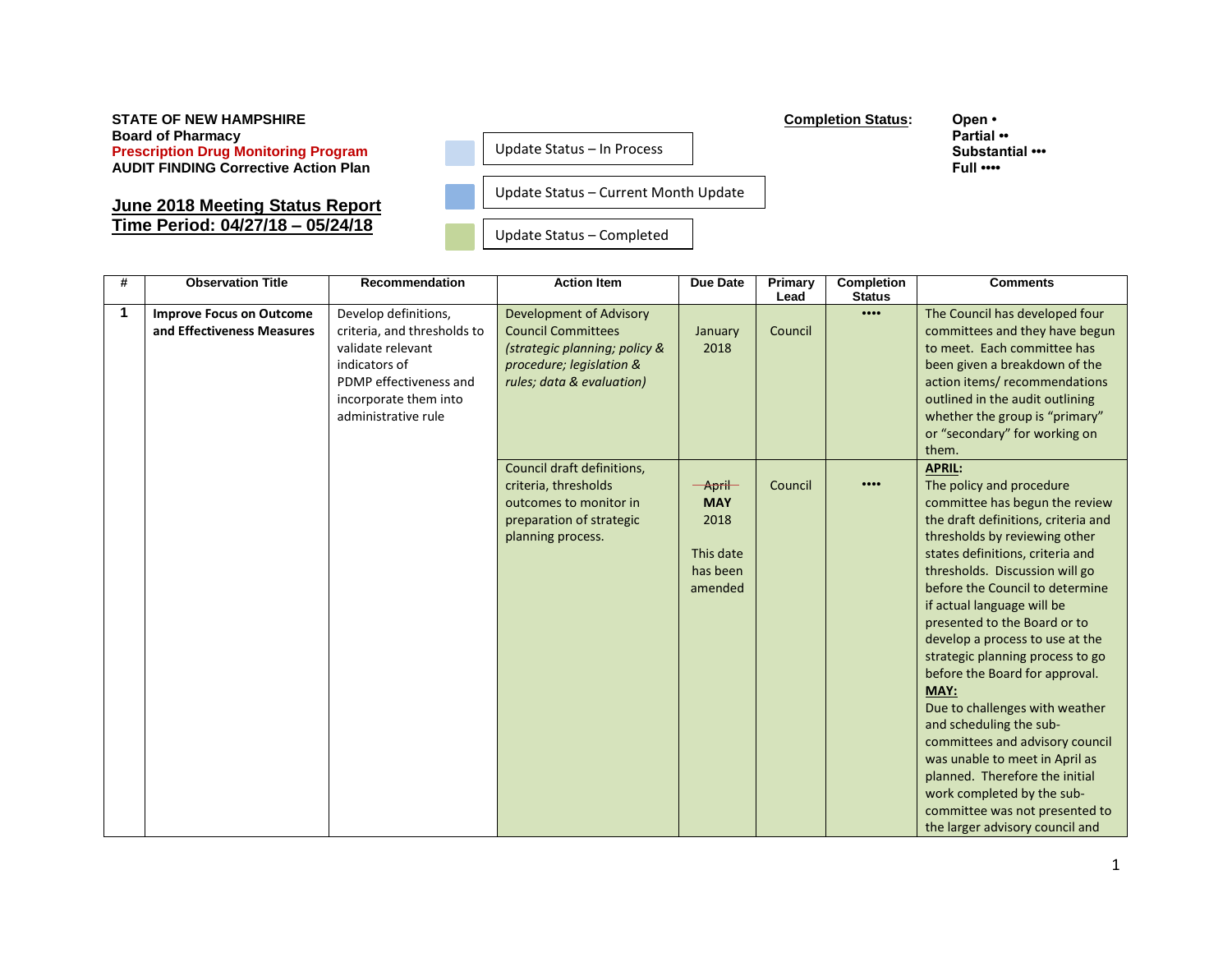**STATE OF NEW HAMPSHIRE**
**Board of Pharmacy**
**Prescription Drug Monitoring Program**
**AUDIT FINDING Corrective Action Plan**

## June 2018 Meeting Status Report
## Time Period: 04/27/18 – 05/24/18

Update Status – In Process

Update Status – Current Month Update

Update Status – Completed

**Completion Status:**

**Open •**
**Partial ••**
**Substantial •••**
**Full ••••**

| # | Observation Title | Recommendation | Action Item | Due Date | Primary Lead | Completion Status | Comments |
|---|---|---|---|---|---|---|---|
| **1** | **Improve Focus on Outcome and Effectiveness Measures** | Develop definitions, criteria, and thresholds to validate relevant indicators of PDMP effectiveness and incorporate them into administrative rule | Development of Advisory Council Committees *(strategic planning; policy & procedure; legislation & rules; data & evaluation)* | January 2018 | Council | •••• | The Council has developed four committees and they have begun to meet. Each committee has been given a breakdown of the action items/ recommendations outlined in the audit outlining whether the group is "primary" or "secondary" for working on them. |
| | | | Council draft definitions, criteria, thresholds outcomes to monitor in preparation of strategic planning process. | ~~April~~ **MAY** 2018 This date has been amended | Council | •••• | **APRIL:** The policy and procedure committee has begun the review the draft definitions, criteria and thresholds by reviewing other states definitions, criteria and thresholds. Discussion will go before the Council to determine if actual language will be presented to the Board or to develop a process to use at the strategic planning process to go before the Board for approval. **MAY:** Due to challenges with weather and scheduling the sub-committees and advisory council was unable to meet in April as planned. Therefore the initial work completed by the sub-committee was not presented to the larger advisory council and |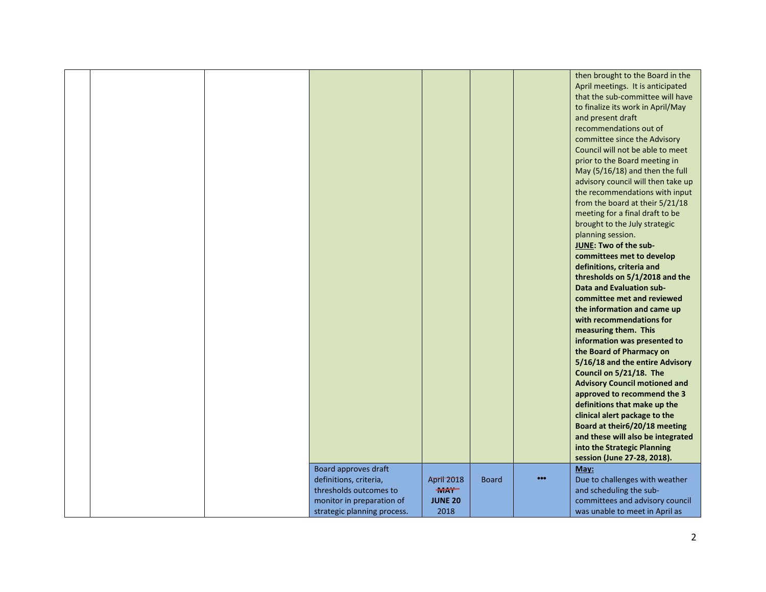| | | | | | | | |
|---|---|---|---|---|---|---|---|
| | | | | | | | then brought to the Board in the April meetings. It is anticipated that the sub-committee will have to finalize its work in April/May and present draft recommendations out of committee since the Advisory Council will not be able to meet prior to the Board meeting in May (5/16/18) and then the full advisory council will then take up the recommendations with input from the board at their 5/21/18 meeting for a final draft to be brought to the July strategic planning session. **JUNE: Two of the sub-committees met to develop definitions, criteria and thresholds on 5/1/2018 and the Data and Evaluation sub-committee met and reviewed the information and came up with recommendations for measuring them. This information was presented to the Board of Pharmacy on 5/16/18 and the entire Advisory Council on 5/21/18. The Advisory Council motioned and approved to recommend the 3 definitions that make up the clinical alert package to the Board at their6/20/18 meeting and these will also be integrated into the Strategic Planning session (June 27-28, 2018).** |
| | | | Board approves draft definitions, criteria, thresholds outcomes to monitor in preparation of strategic planning process. | ~~April 2018~~ ~~MAY~~ **JUNE 20** 2018 | Board | ••• | **May:** Due to challenges with weather and scheduling the sub-committees and advisory council was unable to meet in April as |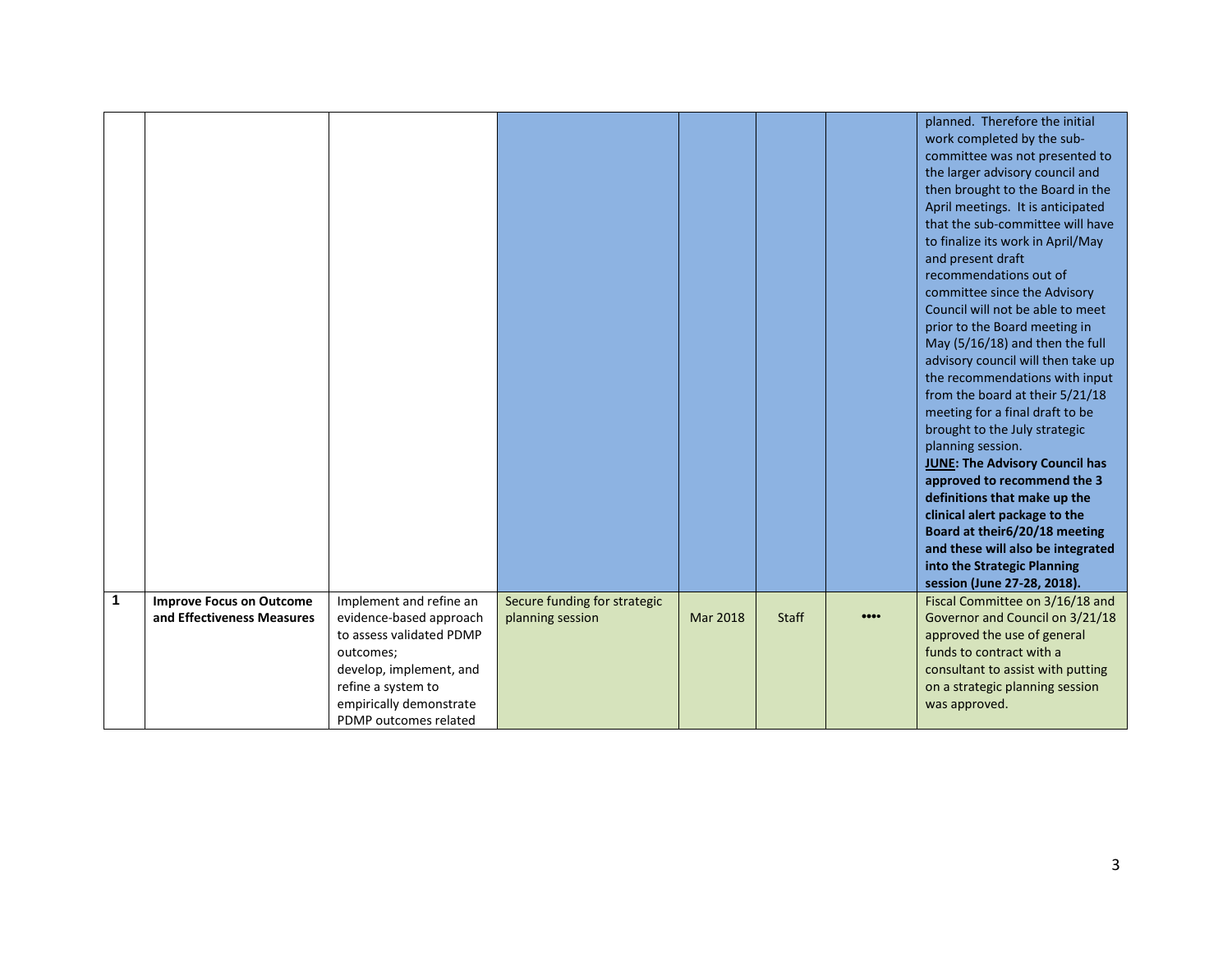| | | | | | | | |
|---|---|---|---|---|---|---|---|
| | | | | | | | planned. Therefore the initial work completed by the sub-committee was not presented to the larger advisory council and then brought to the Board in the April meetings. It is anticipated that the sub-committee will have to finalize its work in April/May and present draft recommendations out of committee since the Advisory Council will not be able to meet prior to the Board meeting in May (5/16/18) and then the full advisory council will then take up the recommendations with input from the board at their 5/21/18 meeting for a final draft to be brought to the July strategic planning session. **JUNE: The Advisory Council has approved to recommend the 3 definitions that make up the clinical alert package to the Board at their6/20/18 meeting and these will also be integrated into the Strategic Planning session (June 27-28, 2018).** |
| **1** | **Improve Focus on Outcome and Effectiveness Measures** | Implement and refine an evidence-based approach to assess validated PDMP outcomes; develop, implement, and refine a system to empirically demonstrate PDMP outcomes related | Secure funding for strategic planning session | Mar 2018 | Staff | •••• | Fiscal Committee on 3/16/18 and Governor and Council on 3/21/18 approved the use of general funds to contract with a consultant to assist with putting on a strategic planning session was approved. |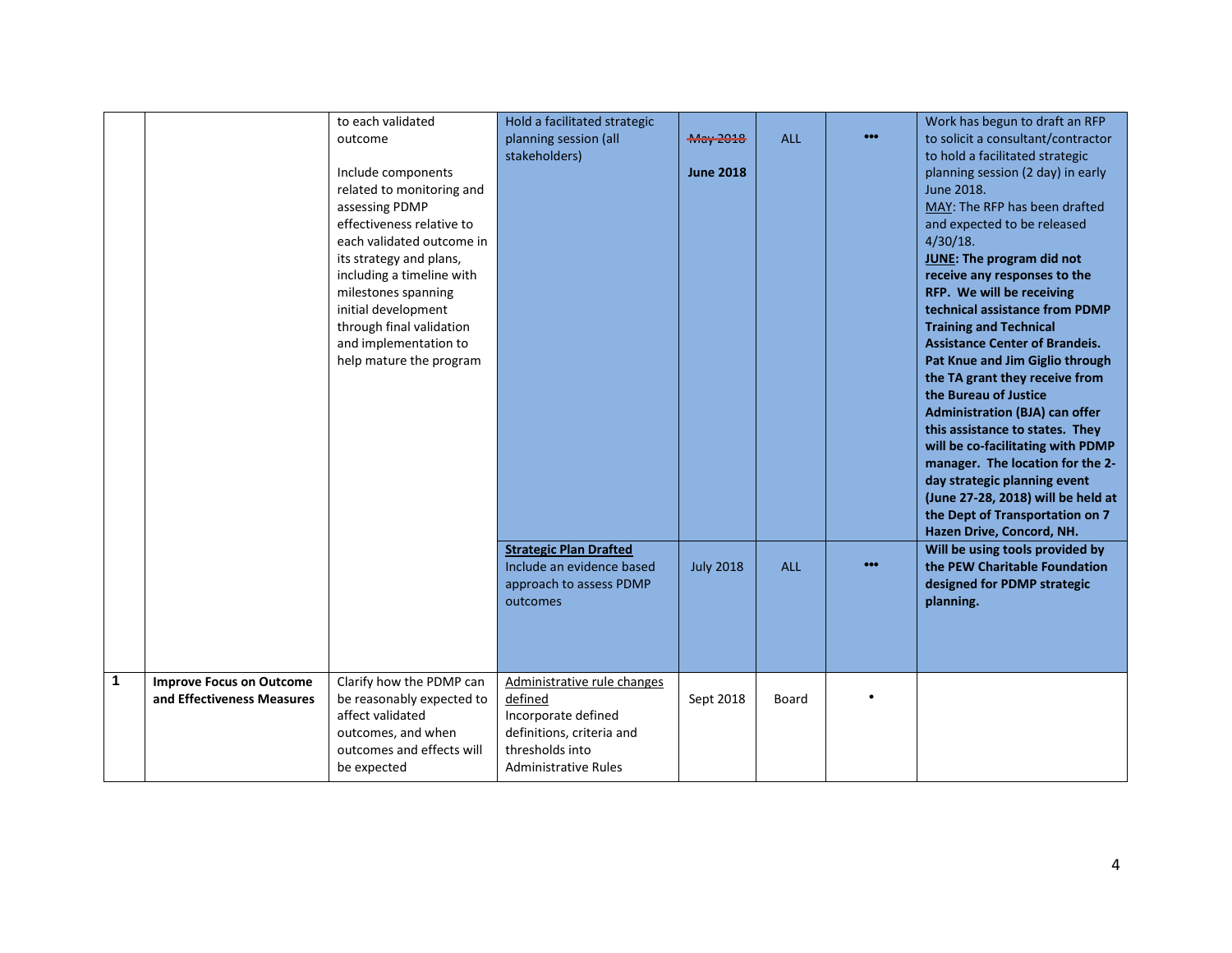| | | | | | | | |
|---|---|---|---|---|---|---|---|
| | | to each validated outcome<br><br>Include components related to monitoring and assessing PDMP effectiveness relative to each validated outcome in its strategy and plans, including a timeline with milestones spanning initial development through final validation and implementation to help mature the program | Hold a facilitated strategic planning session (all stakeholders) | ~~May 2018~~<br><br>**June 2018** | ALL | ••• | Work has begun to draft an RFP to solicit a consultant/contractor to hold a facilitated strategic planning session (2 day) in early June 2018.<br>MAY: The RFP has been drafted and expected to be released 4/30/18.<br>**JUNE: The program did not receive any responses to the RFP. We will be receiving technical assistance from PDMP Training and Technical Assistance Center of Brandeis. Pat Knue and Jim Giglio through the TA grant they receive from the Bureau of Justice Administration (BJA) can offer this assistance to states. They will be co-facilitating with PDMP manager. The location for the 2-day strategic planning event (June 27-28, 2018) will be held at the Dept of Transportation on 7 Hazen Drive, Concord, NH.** |
| | | | **Strategic Plan Drafted**<br>Include an evidence based approach to assess PDMP outcomes | July 2018 | ALL | ••• | **Will be using tools provided by the PEW Charitable Foundation designed for PDMP strategic planning.** |
| **1** | **Improve Focus on Outcome and Effectiveness Measures** | Clarify how the PDMP can be reasonably expected to affect validated outcomes, and when outcomes and effects will be expected | Administrative rule changes defined<br>Incorporate defined definitions, criteria and thresholds into Administrative Rules | Sept 2018 | Board | • | |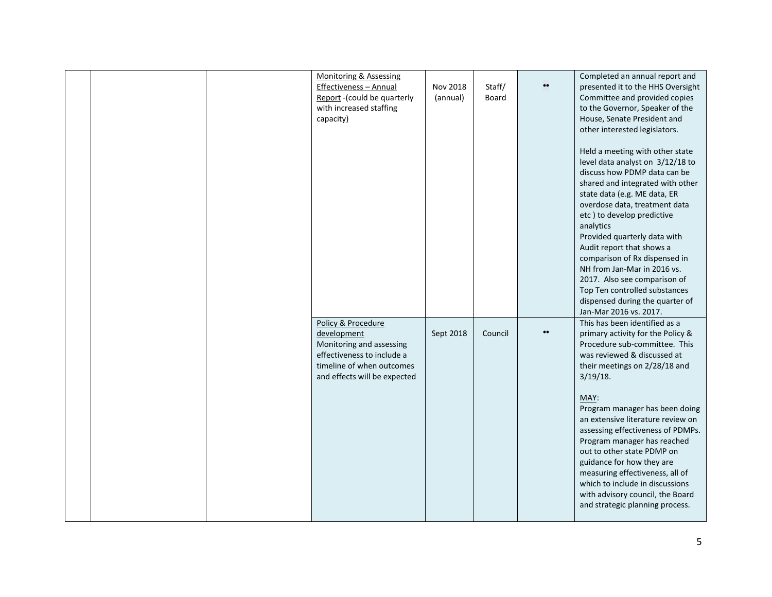| | | | | | | | |
|---|---|---|---|---|---|---|---|
| | | | Monitoring & Assessing Effectiveness – Annual Report -(could be quarterly with increased staffing capacity) | Nov 2018 (annual) | Staff/ Board | •• | Completed an annual report and presented it to the HHS Oversight Committee and provided copies to the Governor, Speaker of the House, Senate President and other interested legislators.<br><br>Held a meeting with other state level data analyst on 3/12/18 to discuss how PDMP data can be shared and integrated with other state data (e.g. ME data, ER overdose data, treatment data etc ) to develop predictive analytics<br>Provided quarterly data with Audit report that shows a comparison of Rx dispensed in NH from Jan-Mar in 2016 vs. 2017. Also see comparison of Top Ten controlled substances dispensed during the quarter of Jan-Mar 2016 vs. 2017. |
| | | | Policy & Procedure development<br>Monitoring and assessing effectiveness to include a timeline of when outcomes and effects will be expected | Sept 2018 | Council | •• | This has been identified as a primary activity for the Policy & Procedure sub-committee. This was reviewed & discussed at their meetings on 2/28/18 and 3/19/18.<br><br>MAY:<br>Program manager has been doing an extensive literature review on assessing effectiveness of PDMPs. Program manager has reached out to other state PDMP on guidance for how they are measuring effectiveness, all of which to include in discussions with advisory council, the Board and strategic planning process. |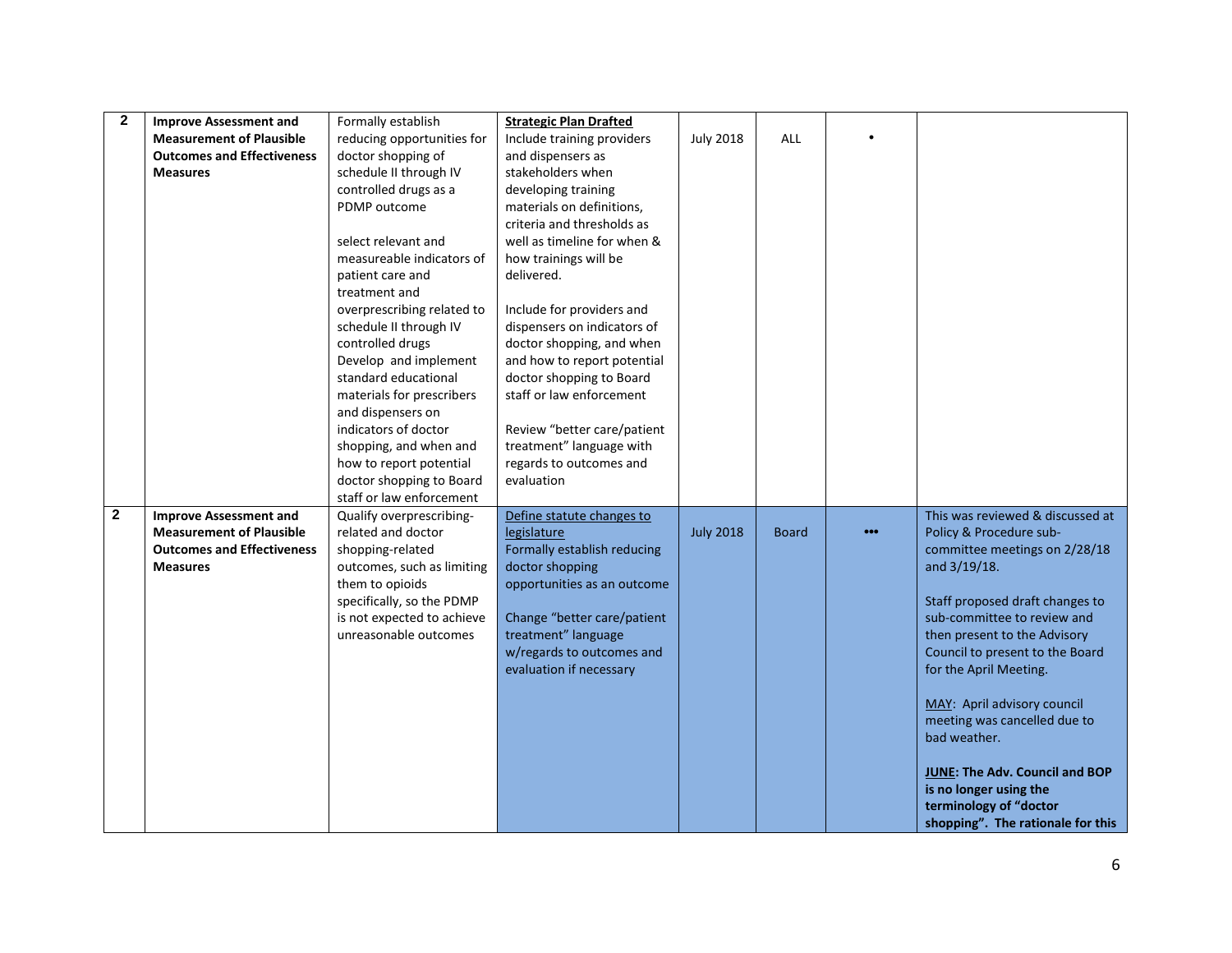| | | | | | | | |
|---|---|---|---|---|---|---|---|
| 2 | **Improve Assessment and Measurement of Plausible Outcomes and Effectiveness Measures** | Formally establish reducing opportunities for doctor shopping of schedule II through IV controlled drugs as a PDMP outcome<br><br>select relevant and measureable indicators of patient care and treatment and overprescribing related to schedule II through IV controlled drugs<br>Develop and implement standard educational materials for prescribers and dispensers on indicators of doctor shopping, and when and how to report potential doctor shopping to Board staff or law enforcement | **Strategic Plan Drafted**<br>Include training providers and dispensers as stakeholders when developing training materials on definitions, criteria and thresholds as well as timeline for when & how trainings will be delivered.<br><br>Include for providers and dispensers on indicators of doctor shopping, and when and how to report potential doctor shopping to Board staff or law enforcement<br><br>Review "better care/patient treatment" language with regards to outcomes and evaluation | July 2018 | ALL | • | |
| 2 | **Improve Assessment and Measurement of Plausible Outcomes and Effectiveness Measures** | Qualify overprescribing-related and doctor shopping-related outcomes, such as limiting them to opioids specifically, so the PDMP is not expected to achieve unreasonable outcomes | Define statute changes to legislature<br>Formally establish reducing doctor shopping opportunities as an outcome<br><br>Change "better care/patient treatment" language w/regards to outcomes and evaluation if necessary | July 2018 | Board | ••• | This was reviewed & discussed at Policy & Procedure sub-committee meetings on 2/28/18 and 3/19/18.<br><br>Staff proposed draft changes to sub-committee to review and then present to the Advisory Council to present to the Board for the April Meeting.<br><br>MAY: April advisory council meeting was cancelled due to bad weather.<br><br>**JUNE: The Adv. Council and BOP is no longer using the terminology of "doctor shopping". The rationale for this** |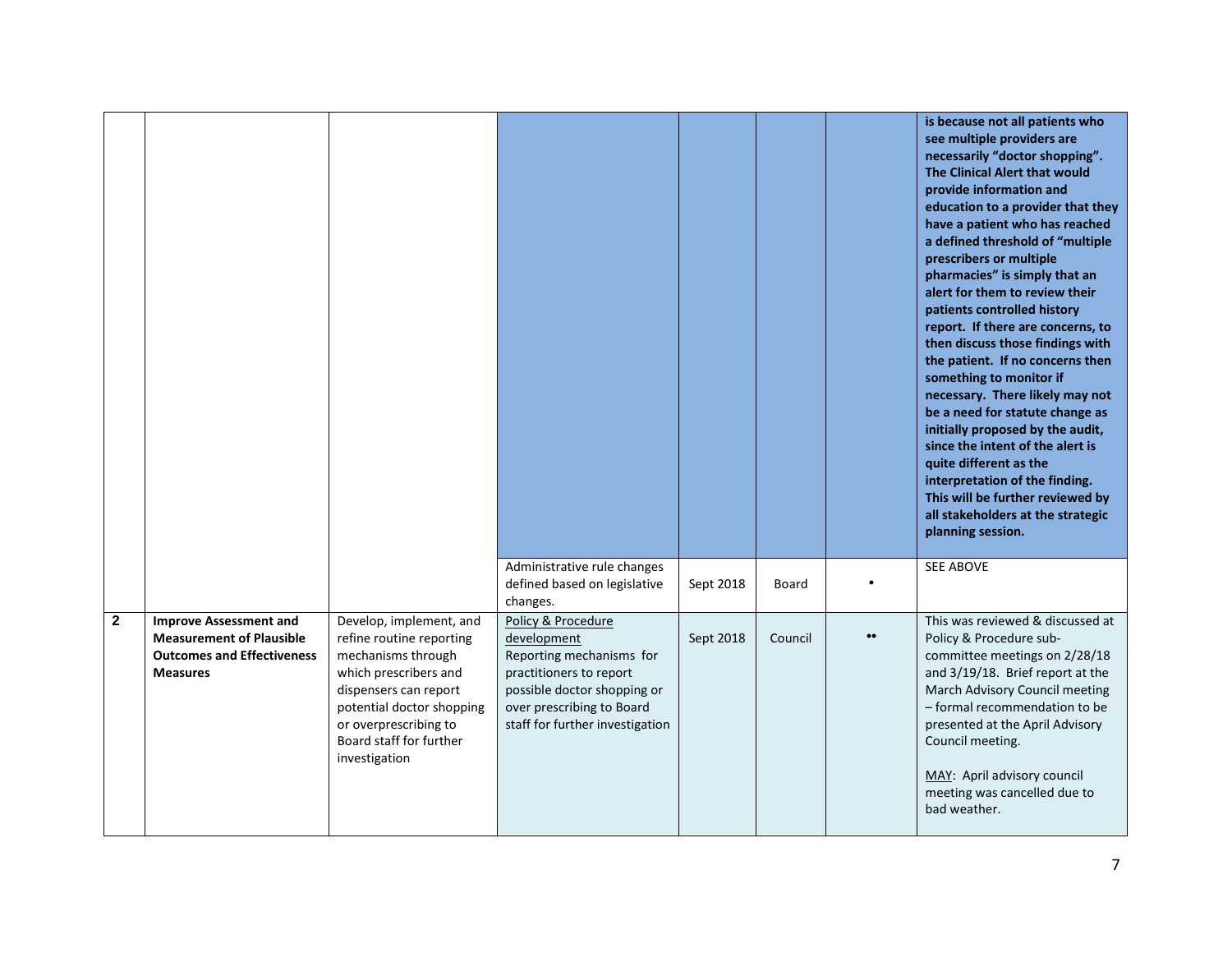| | | | | | | | |
|---|---|---|---|---|---|---|---|
| | | | | | | | **is because not all patients who see multiple providers are necessarily "doctor shopping". The Clinical Alert that would provide information and education to a provider that they have a patient who has reached a defined threshold of "multiple prescribers or multiple pharmacies" is simply that an alert for them to review their patients controlled history report. If there are concerns, to then discuss those findings with the patient. If no concerns then something to monitor if necessary. There likely may not be a need for statute change as initially proposed by the audit, since the intent of the alert is quite different as the interpretation of the finding. This will be further reviewed by all stakeholders at the strategic planning session.** |
| | | | Administrative rule changes defined based on legislative changes. | Sept 2018 | Board | • | SEE ABOVE |
| **2** | **Improve Assessment and Measurement of Plausible Outcomes and Effectiveness Measures** | Develop, implement, and refine routine reporting mechanisms through which prescribers and dispensers can report potential doctor shopping or overprescribing to Board staff for further investigation | Policy & Procedure development<br>Reporting mechanisms for practitioners to report possible doctor shopping or over prescribing to Board staff for further investigation | Sept 2018 | Council | •• | This was reviewed & discussed at Policy & Procedure sub-committee meetings on 2/28/18 and 3/19/18. Brief report at the March Advisory Council meeting – formal recommendation to be presented at the April Advisory Council meeting.<br><br>MAY: April advisory council meeting was cancelled due to bad weather. |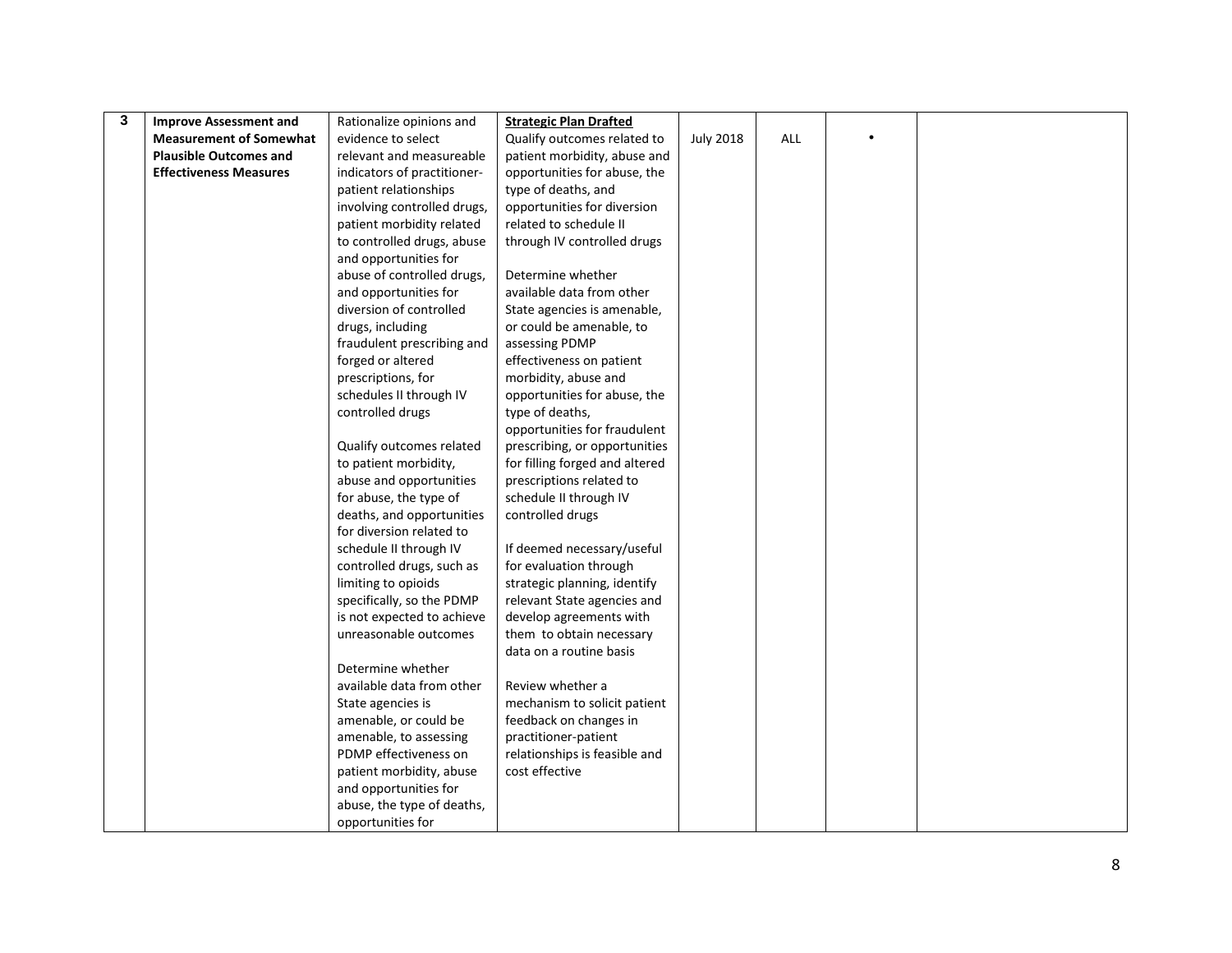| | | | | | | | |
|---|---|---|---|---|---|---|---|
| 3 | **Improve Assessment and Measurement of Somewhat Plausible Outcomes and Effectiveness Measures** | Rationalize opinions and evidence to select relevant and measureable indicators of practitioner-patient relationships involving controlled drugs, patient morbidity related to controlled drugs, abuse and opportunities for abuse of controlled drugs, and opportunities for diversion of controlled drugs, including fraudulent prescribing and forged or altered prescriptions, for schedules II through IV controlled drugs<br><br>Qualify outcomes related to patient morbidity, abuse and opportunities for abuse, the type of deaths, and opportunities for diversion related to schedule II through IV controlled drugs, such as limiting to opioids specifically, so the PDMP is not expected to achieve unreasonable outcomes<br><br>Determine whether available data from other State agencies is amenable, or could be amenable, to assessing PDMP effectiveness on patient morbidity, abuse and opportunities for abuse, the type of deaths, opportunities for | <u>**Strategic Plan Drafted**</u><br>Qualify outcomes related to patient morbidity, abuse and opportunities for abuse, the type of deaths, and opportunities for diversion related to schedule II through IV controlled drugs<br><br>Determine whether available data from other State agencies is amenable, or could be amenable, to assessing PDMP effectiveness on patient morbidity, abuse and opportunities for abuse, the type of deaths, opportunities for fraudulent prescribing, or opportunities for filling forged and altered prescriptions related to schedule II through IV controlled drugs<br><br>If deemed necessary/useful for evaluation through strategic planning, identify relevant State agencies and develop agreements with them to obtain necessary data on a routine basis<br><br>Review whether a mechanism to solicit patient feedback on changes in practitioner-patient relationships is feasible and cost effective | July 2018 | ALL | • | |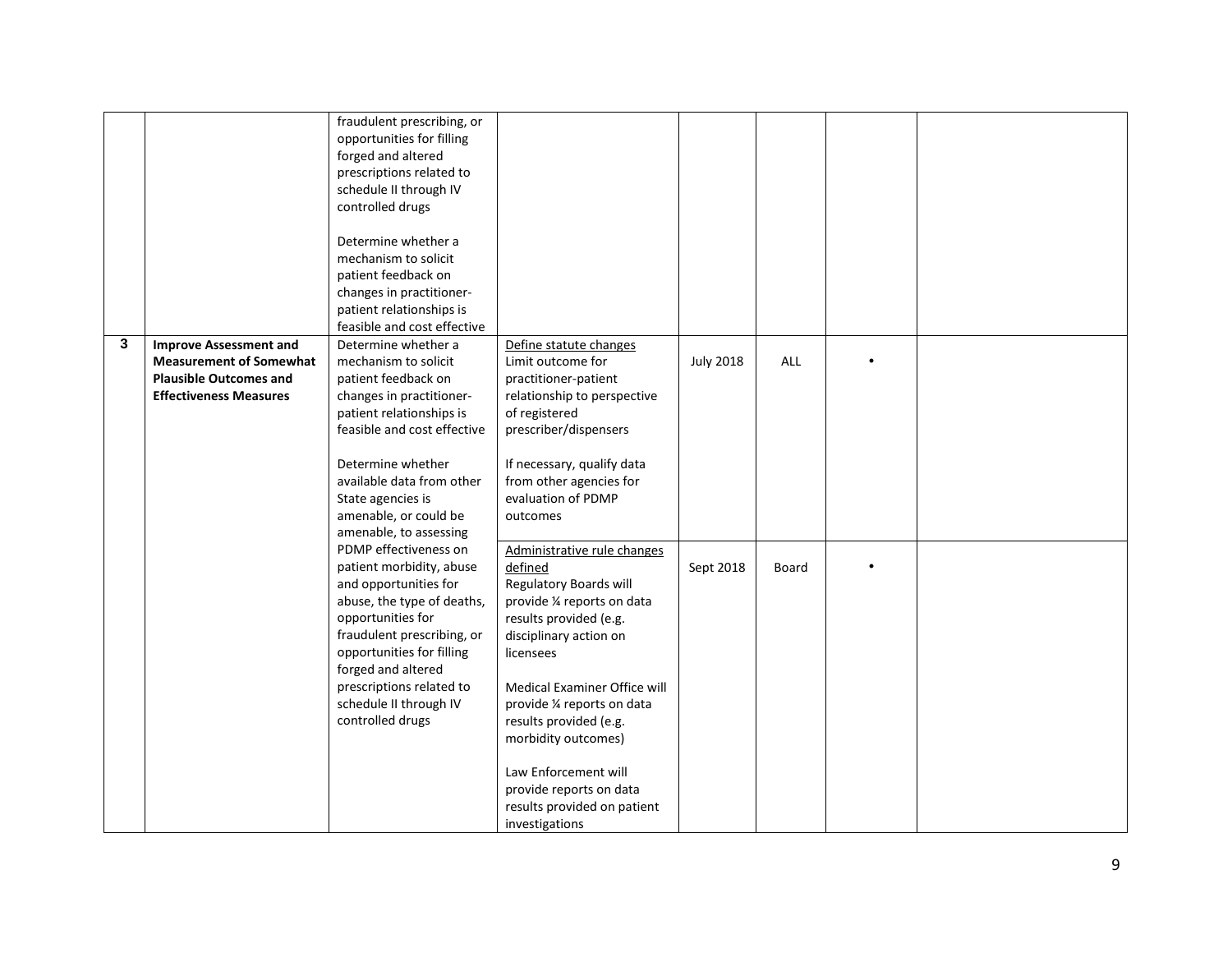| | | | | | | | |
|---|---|---|---|---|---|---|---|
| | | fraudulent prescribing, or opportunities for filling forged and altered prescriptions related to schedule II through IV controlled drugs<br><br>Determine whether a mechanism to solicit patient feedback on changes in practitioner-patient relationships is feasible and cost effective | | | | | |
| **3** | **Improve Assessment and Measurement of Somewhat Plausible Outcomes and Effectiveness Measures** | Determine whether a mechanism to solicit patient feedback on changes in practitioner-patient relationships is feasible and cost effective<br><br>Determine whether available data from other State agencies is amenable, or could be amenable, to assessing PDMP effectiveness on patient morbidity, abuse and opportunities for abuse, the type of deaths, opportunities for fraudulent prescribing, or opportunities for filling forged and altered prescriptions related to schedule II through IV controlled drugs | Define statute changes<br>Limit outcome for practitioner-patient relationship to perspective of registered prescriber/dispensers<br><br>If necessary, qualify data from other agencies for evaluation of PDMP outcomes | July 2018 | ALL | • | |
| | | | Administrative rule changes defined<br>Regulatory Boards will provide ¼ reports on data results provided (e.g. disciplinary action on licensees<br><br>Medical Examiner Office will provide ¼ reports on data results provided (e.g. morbidity outcomes)<br><br>Law Enforcement will provide reports on data results provided on patient investigations | Sept 2018 | Board | • | |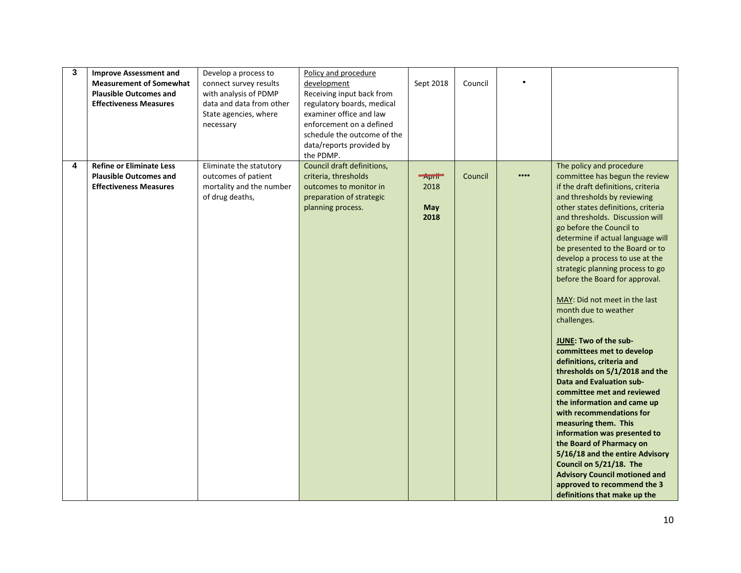| | | | | | | | |
|---|---|---|---|---|---|---|---|
| 3 | **Improve Assessment and Measurement of Somewhat Plausible Outcomes and Effectiveness Measures** | Develop a process to connect survey results with analysis of PDMP data and data from other State agencies, where necessary | Policy and procedure development<br>Receiving input back from regulatory boards, medical examiner office and law enforcement on a defined schedule the outcome of the data/reports provided by the PDMP. | Sept 2018 | Council | • | |
| 4 | **Refine or Eliminate Less Plausible Outcomes and Effectiveness Measures** | Eliminate the statutory outcomes of patient mortality and the number of drug deaths, | Council draft definitions, criteria, thresholds outcomes to monitor in preparation of strategic planning process. | ~~April~~ 2018<br><br>**May 2018** | Council | •••• | The policy and procedure committee has begun the review if the draft definitions, criteria and thresholds by reviewing other states definitions, criteria and thresholds. Discussion will go before the Council to determine if actual language will be presented to the Board or to develop a process to use at the strategic planning process to go before the Board for approval.<br><br>MAY: Did not meet in the last month due to weather challenges.<br><br>**JUNE: Two of the sub-committees met to develop definitions, criteria and thresholds on 5/1/2018 and the Data and Evaluation sub-committee met and reviewed the information and came up with recommendations for measuring them. This information was presented to the Board of Pharmacy on 5/16/18 and the entire Advisory Council on 5/21/18. The Advisory Council motioned and approved to recommend the 3 definitions that make up the** |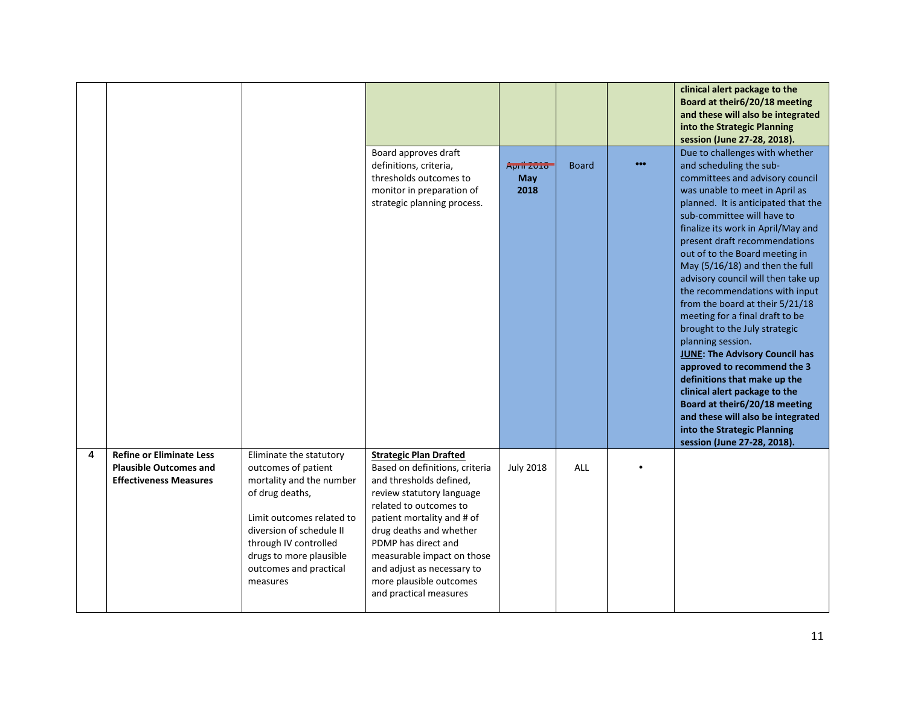| | | | | | | | |
|---|---|---|---|---|---|---|---|
| | | | | | | | **clinical alert package to the Board at their6/20/18 meeting and these will also be integrated into the Strategic Planning session (June 27-28, 2018).** |
| | | | Board approves draft definitions, criteria, thresholds outcomes to monitor in preparation of strategic planning process. | ~~April 2018~~ **May 2018** | Board | ••• | Due to challenges with whether and scheduling the sub-committees and advisory council was unable to meet in April as planned. It is anticipated that the sub-committee will have to finalize its work in April/May and present draft recommendations out of to the Board meeting in May (5/16/18) and then the full advisory council will then take up the recommendations with input from the board at their 5/21/18 meeting for a final draft to be brought to the July strategic planning session. **<u>JUNE</u>: The Advisory Council has approved to recommend the 3 definitions that make up the clinical alert package to the Board at their6/20/18 meeting and these will also be integrated into the Strategic Planning session (June 27-28, 2018).** |
| **4** | **Refine or Eliminate Less Plausible Outcomes and Effectiveness Measures** | Eliminate the statutory outcomes of patient mortality and the number of drug deaths,<br><br>Limit outcomes related to diversion of schedule II through IV controlled drugs to more plausible outcomes and practical measures | **<u>Strategic Plan Drafted</u>** Based on definitions, criteria and thresholds defined, review statutory language related to outcomes to patient mortality and # of drug deaths and whether PDMP has direct and measurable impact on those and adjust as necessary to more plausible outcomes and practical measures | July 2018 | ALL | • | |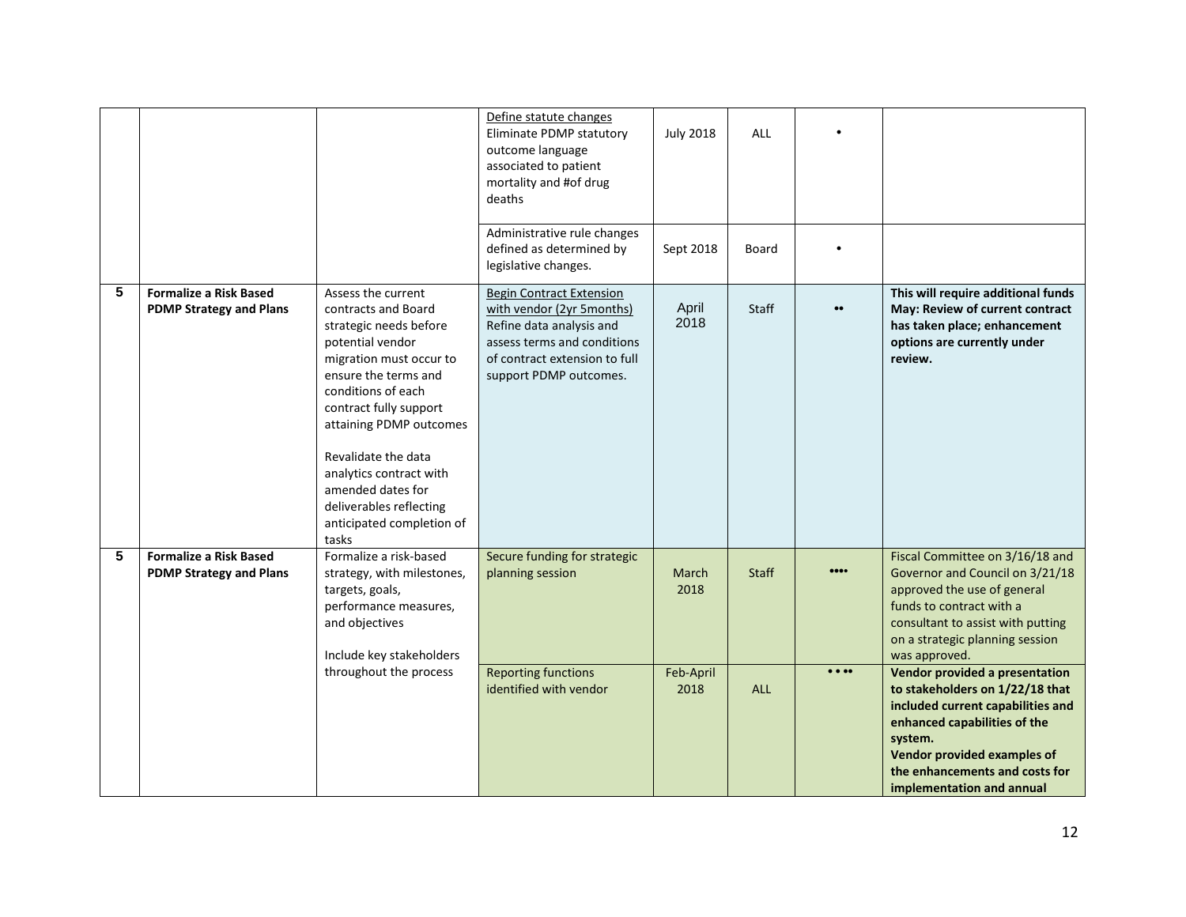| | | | | | | | |
|---|---|---|---|---|---|---|---|
| | | | Define statute changes<br>Eliminate PDMP statutory outcome language associated to patient mortality and #of drug deaths | July 2018 | ALL | • | |
| | | | Administrative rule changes defined as determined by legislative changes. | Sept 2018 | Board | • | |
| 5 | **Formalize a Risk Based PDMP Strategy and Plans** | Assess the current contracts and Board strategic needs before potential vendor migration must occur to ensure the terms and conditions of each contract fully support attaining PDMP outcomes<br><br>Revalidate the data analytics contract with amended dates for deliverables reflecting anticipated completion of tasks | Begin Contract Extension with vendor (2yr 5months)<br>Refine data analysis and assess terms and conditions of contract extension to full support PDMP outcomes. | April 2018 | Staff | •• | **This will require additional funds**<br>**May: Review of current contract has taken place; enhancement options are currently under review.** |
| 5 | **Formalize a Risk Based PDMP Strategy and Plans** | Formalize a risk-based strategy, with milestones, targets, goals, performance measures, and objectives<br><br>Include key stakeholders throughout the process | Secure funding for strategic planning session | March 2018 | Staff | •••• | Fiscal Committee on 3/16/18 and Governor and Council on 3/21/18 approved the use of general funds to contract with a consultant to assist with putting on a strategic planning session was approved. |
| | | | Reporting functions identified with vendor | Feb-April 2018 | ALL | • • •• | **Vendor provided a presentation to stakeholders on 1/22/18 that included current capabilities and enhanced capabilities of the system.**<br>**Vendor provided examples of the enhancements and costs for implementation and annual** |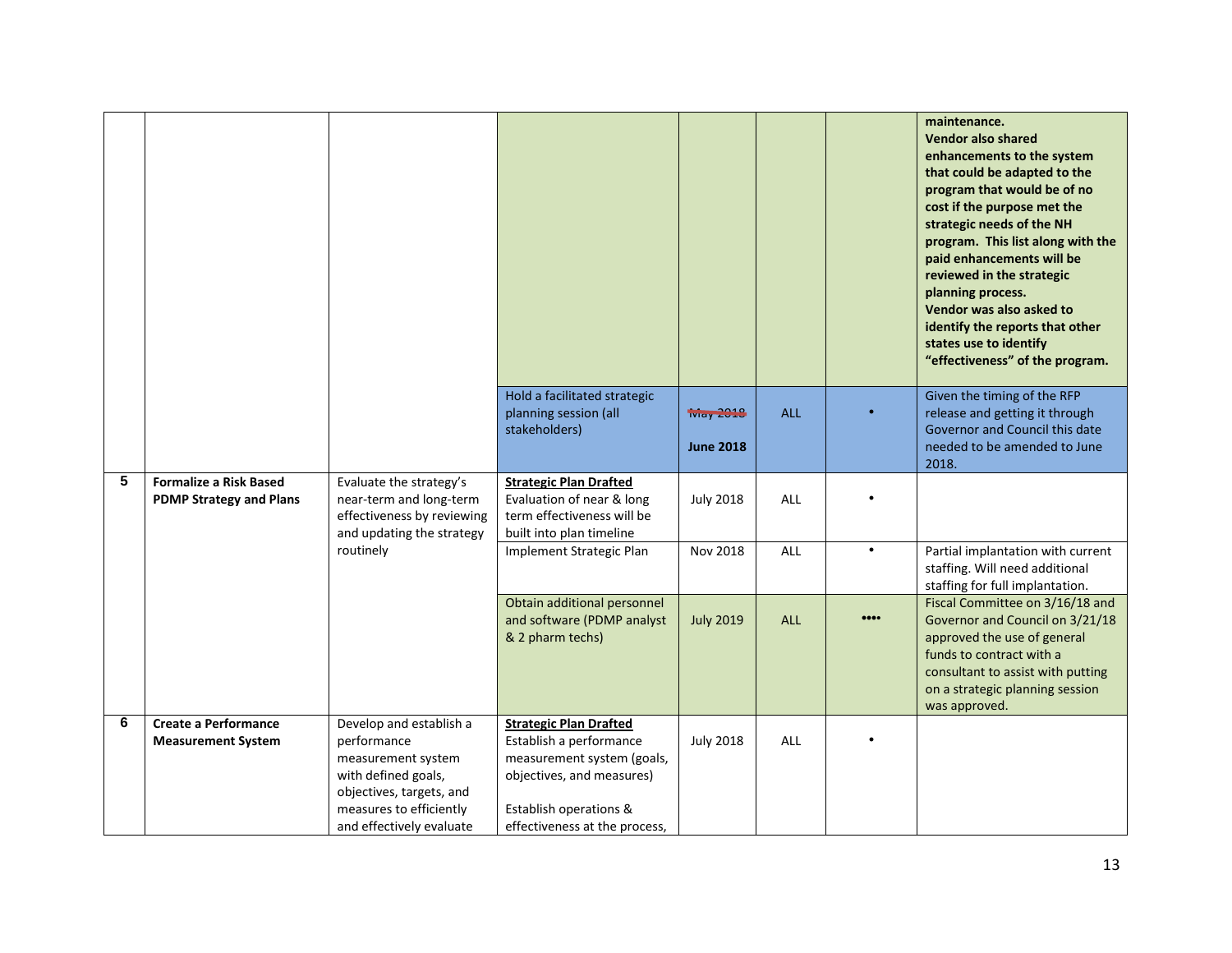| | | | | | | | |
|---|---|---|---|---|---|---|---|
| | | | | | | | **maintenance. Vendor also shared enhancements to the system that could be adapted to the program that would be of no cost if the purpose met the strategic needs of the NH program. This list along with the paid enhancements will be reviewed in the strategic planning process. Vendor was also asked to identify the reports that other states use to identify "effectiveness" of the program.** |
| | | | Hold a facilitated strategic planning session (all stakeholders) | ~~May 2018~~ **June 2018** | ALL | • | Given the timing of the RFP release and getting it through Governor and Council this date needed to be amended to June 2018. |
| 5 | **Formalize a Risk Based PDMP Strategy and Plans** | Evaluate the strategy's near-term and long-term effectiveness by reviewing and updating the strategy routinely | **Strategic Plan Drafted** Evaluation of near & long term effectiveness will be built into plan timeline | July 2018 | ALL | • | |
| | | | Implement Strategic Plan | Nov 2018 | ALL | • | Partial implantation with current staffing. Will need additional staffing for full implantation. |
| | | | Obtain additional personnel and software (PDMP analyst & 2 pharm techs) | July 2019 | ALL | •••• | Fiscal Committee on 3/16/18 and Governor and Council on 3/21/18 approved the use of general funds to contract with a consultant to assist with putting on a strategic planning session was approved. |
| 6 | **Create a Performance Measurement System** | Develop and establish a performance measurement system with defined goals, objectives, targets, and measures to efficiently and effectively evaluate | **Strategic Plan Drafted** Establish a performance measurement system (goals, objectives, and measures)<br><br>Establish operations & effectiveness at the process, | July 2018 | ALL | • | |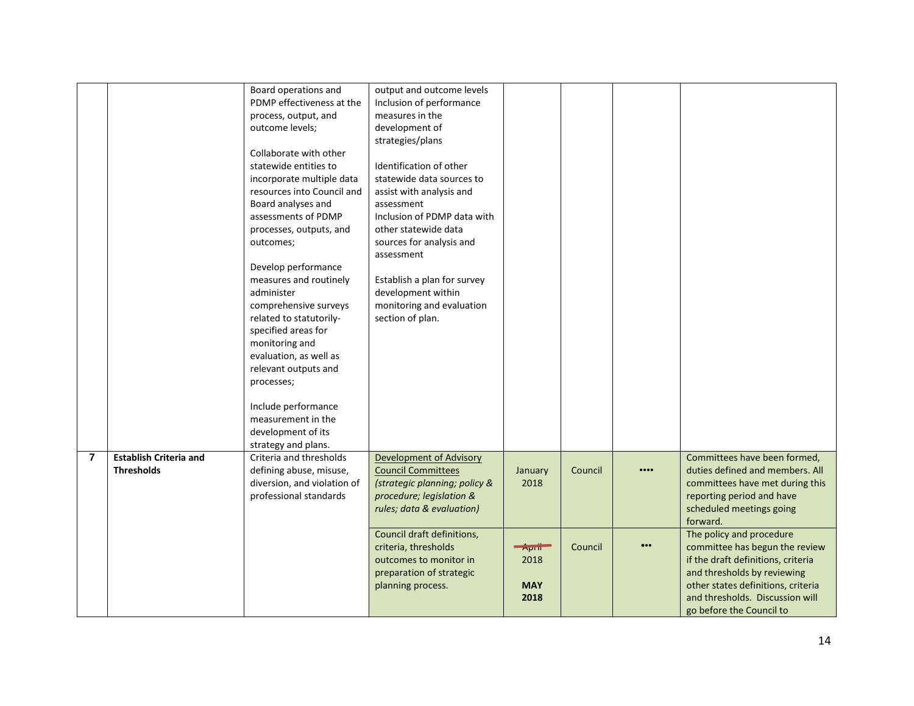| | | | | | | | |
|---|---|---|---|---|---|---|---|
| | | Board operations and PDMP effectiveness at the process, output, and outcome levels;<br><br>Collaborate with other statewide entities to incorporate multiple data resources into Council and Board analyses and assessments of PDMP processes, outputs, and outcomes;<br><br>Develop performance measures and routinely administer comprehensive surveys related to statutorily-specified areas for monitoring and evaluation, as well as relevant outputs and processes;<br><br>Include performance measurement in the development of its strategy and plans. | output and outcome levels<br>Inclusion of performance measures in the development of strategies/plans<br><br>Identification of other statewide data sources to assist with analysis and assessment<br>Inclusion of PDMP data with other statewide data sources for analysis and assessment<br><br>Establish a plan for survey development within monitoring and evaluation section of plan. | | | | |
| **7** | **Establish Criteria and Thresholds** | Criteria and thresholds defining abuse, misuse, diversion, and violation of professional standards | Development of Advisory Council Committees *(strategic planning; policy & procedure; legislation & rules; data & evaluation)* | January 2018 | Council | •••• | Committees have been formed, duties defined and members. All committees have met during this reporting period and have scheduled meetings going forward. |
| | | | Council draft definitions, criteria, thresholds outcomes to monitor in preparation of strategic planning process. | ~~April~~ 2018<br><br>**MAY 2018** | Council | ••• | The policy and procedure committee has begun the review if the draft definitions, criteria and thresholds by reviewing other states definitions, criteria and thresholds. Discussion will go before the Council to |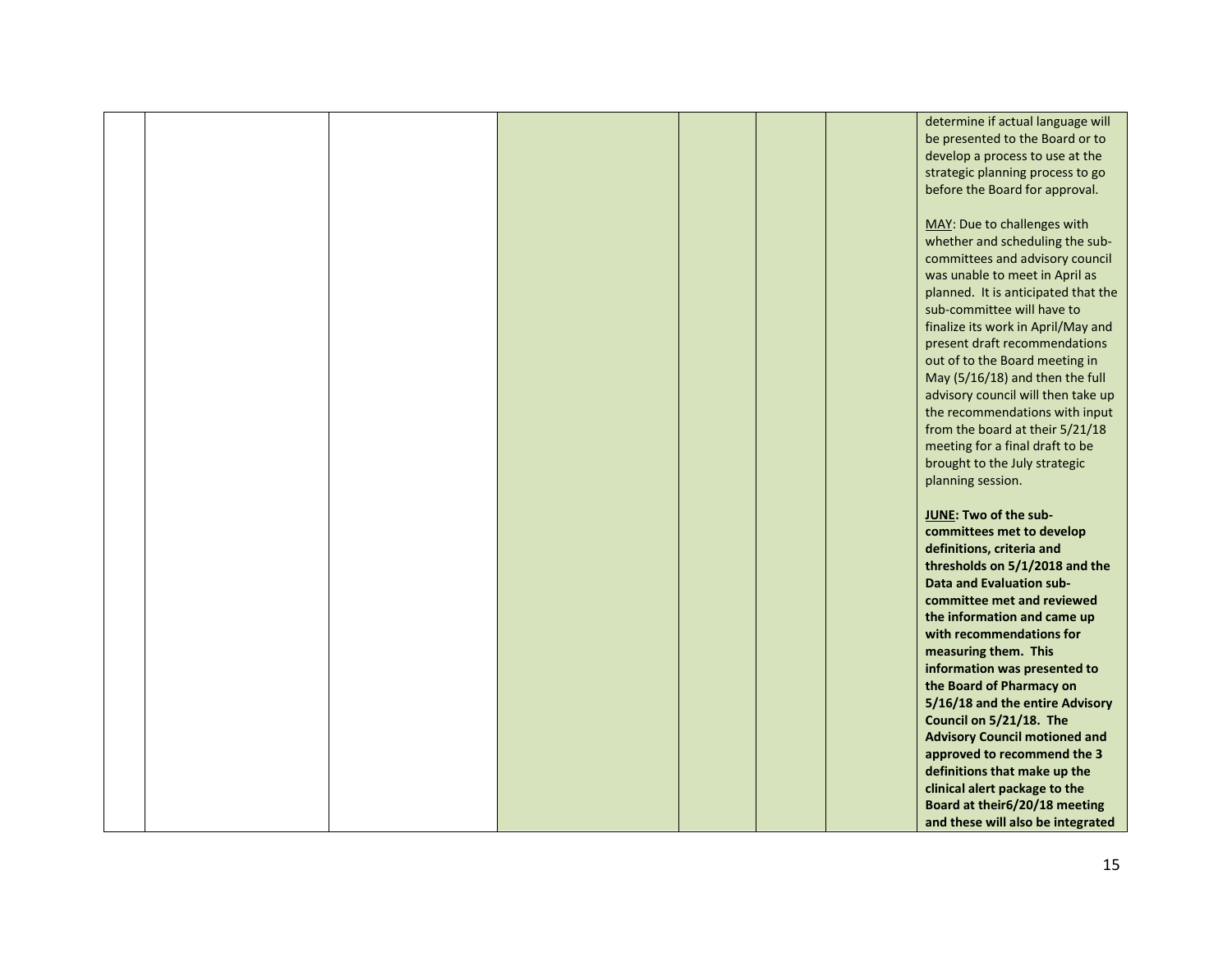| | | | | | | | |
|---|---|---|---|---|---|---|---|
| | | | | | | | determine if actual language will be presented to the Board or to develop a process to use at the strategic planning process to go before the Board for approval.<br><br>MAY: Due to challenges with whether and scheduling the sub-committees and advisory council was unable to meet in April as planned. It is anticipated that the sub-committee will have to finalize its work in April/May and present draft recommendations out of to the Board meeting in May (5/16/18) and then the full advisory council will then take up the recommendations with input from the board at their 5/21/18 meeting for a final draft to be brought to the July strategic planning session.<br><br>**JUNE: Two of the sub-committees met to develop definitions, criteria and thresholds on 5/1/2018 and the Data and Evaluation sub-committee met and reviewed the information and came up with recommendations for measuring them. This information was presented to the Board of Pharmacy on 5/16/18 and the entire Advisory Council on 5/21/18. The Advisory Council motioned and approved to recommend the 3 definitions that make up the clinical alert package to the Board at their6/20/18 meeting and these will also be integrated** |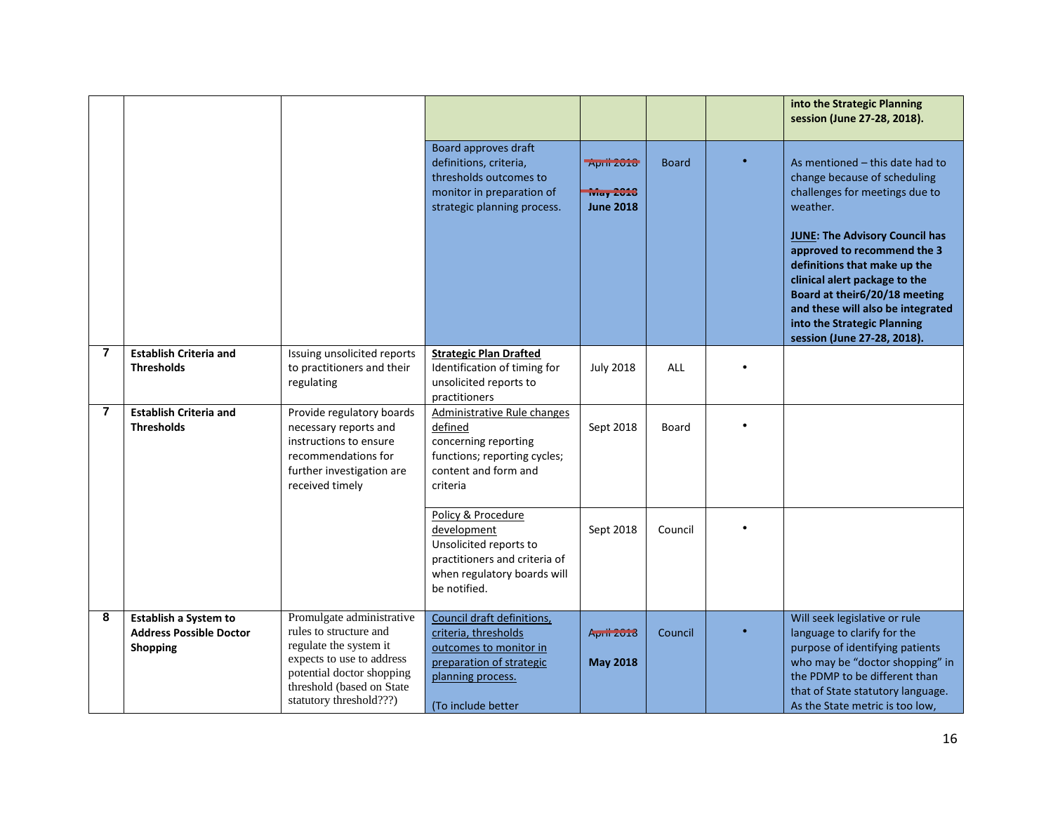| | | | | | | | |
|---|---|---|---|---|---|---|---|
| | | | | | | | **into the Strategic Planning session (June 27-28, 2018).** |
| | | | Board approves draft definitions, criteria, thresholds outcomes to monitor in preparation of strategic planning process. | ~~April 2018~~ ~~May 2018~~ **June 2018** | Board | • | As mentioned – this date had to change because of scheduling challenges for meetings due to weather. **<u>JUNE</u>: The Advisory Council has approved to recommend the 3 definitions that make up the clinical alert package to the Board at their6/20/18 meeting and these will also be integrated into the Strategic Planning session (June 27-28, 2018).** |
| **7** | **Establish Criteria and Thresholds** | Issuing unsolicited reports to practitioners and their regulating | **<u>Strategic Plan Drafted</u>** Identification of timing for unsolicited reports to practitioners | July 2018 | ALL | • | |
| **7** | **Establish Criteria and Thresholds** | Provide regulatory boards necessary reports and instructions to ensure recommendations for further investigation are received timely | <u>Administrative Rule changes defined</u> concerning reporting functions; reporting cycles; content and form and criteria | Sept 2018 | Board | • | |
| | | | <u>Policy & Procedure development</u> Unsolicited reports to practitioners and criteria of when regulatory boards will be notified. | Sept 2018 | Council | • | |
| **8** | **Establish a System to Address Possible Doctor Shopping** | Promulgate administrative rules to structure and regulate the system it expects to use to address potential doctor shopping threshold (based on State statutory threshold???) | <u>Council draft definitions, criteria, thresholds outcomes to monitor in preparation of strategic planning process.</u> (To include better | ~~April 2018~~ **May 2018** | Council | • | Will seek legislative or rule language to clarify for the purpose of identifying patients who may be "doctor shopping" in the PDMP to be different than that of State statutory language. As the State metric is too low, |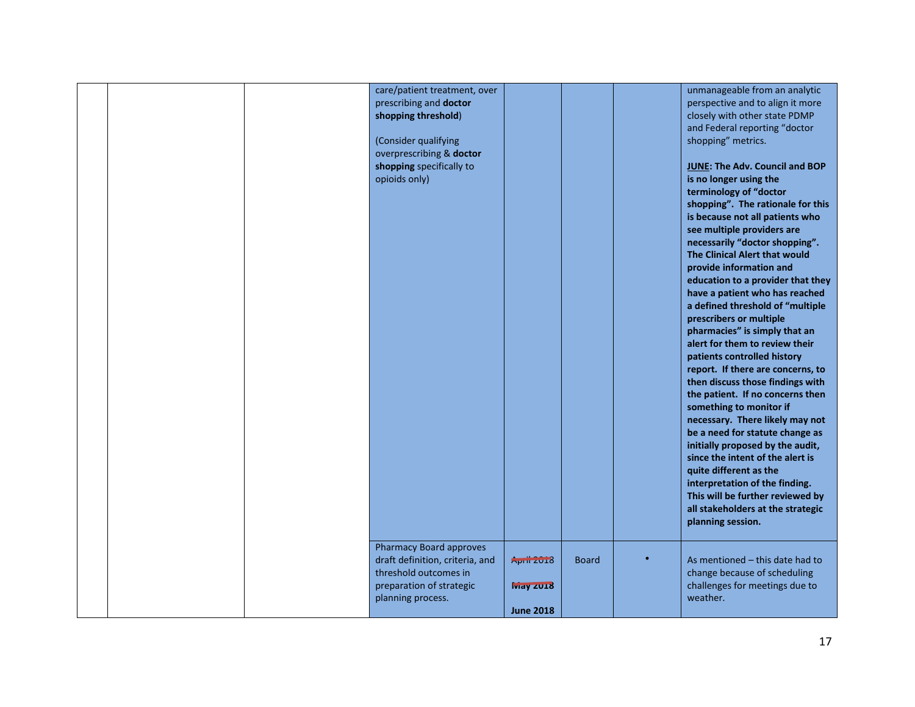| | | | | | | | |
|---|---|---|---|---|---|---|---|
| | | | care/patient treatment, over prescribing and **doctor shopping threshold**)<br><br>(Consider qualifying overprescribing & **doctor shopping** specifically to opioids only) | | | | unmanageable from an analytic perspective and to align it more closely with other state PDMP and Federal reporting "doctor shopping" metrics.<br><br>**<u>JUNE</u>: The Adv. Council and BOP is no longer using the terminology of "doctor shopping". The rationale for this is because not all patients who see multiple providers are necessarily "doctor shopping". The Clinical Alert that would provide information and education to a provider that they have a patient who has reached a defined threshold of "multiple prescribers or multiple pharmacies" is simply that an alert for them to review their patients controlled history report. If there are concerns, to then discuss those findings with the patient. If no concerns then something to monitor if necessary. There likely may not be a need for statute change as initially proposed by the audit, since the intent of the alert is quite different as the interpretation of the finding. This will be further reviewed by all stakeholders at the strategic planning session.** |
| | | | Pharmacy Board approves draft definition, criteria, and threshold outcomes in preparation of strategic planning process. | ~~April 2018~~<br><br>~~May 2018~~<br><br>**June 2018** | Board | • | As mentioned – this date had to change because of scheduling challenges for meetings due to weather. |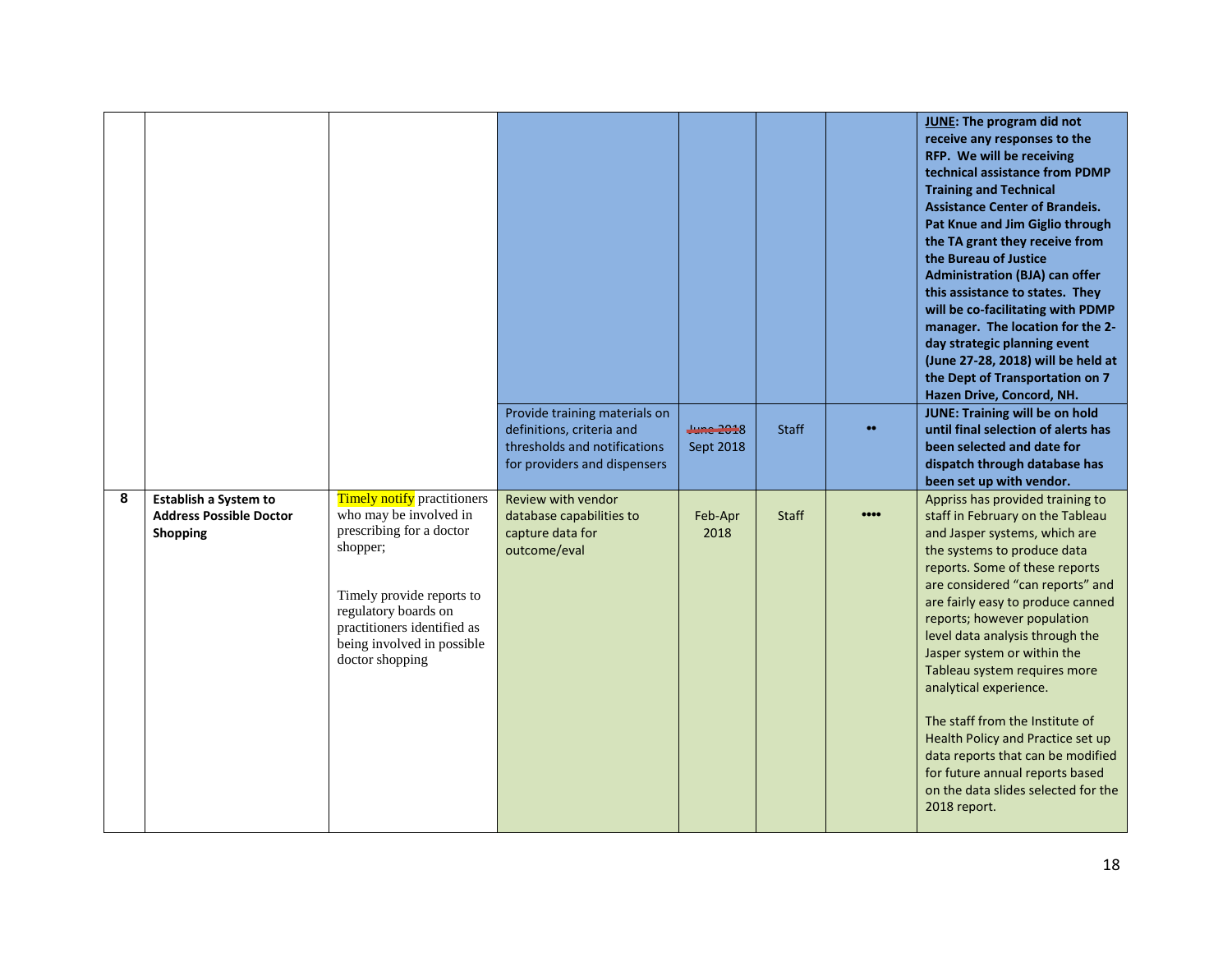| | | | | | | | |
|---|---|---|---|---|---|---|---|
| | | | | | | | **JUNE: The program did not receive any responses to the RFP. We will be receiving technical assistance from PDMP Training and Technical Assistance Center of Brandeis. Pat Knue and Jim Giglio through the TA grant they receive from the Bureau of Justice Administration (BJA) can offer this assistance to states. They will be co-facilitating with PDMP manager. The location for the 2-day strategic planning event (June 27-28, 2018) will be held at the Dept of Transportation on 7 Hazen Drive, Concord, NH.** |
| | | | Provide training materials on definitions, criteria and thresholds and notifications for providers and dispensers | ~~June 2018~~ Sept 2018 | Staff | •• | **JUNE: Training will be on hold until final selection of alerts has been selected and date for dispatch through database has been set up with vendor.** |
| **8** | **Establish a System to Address Possible Doctor Shopping** | Timely notify practitioners who may be involved in prescribing for a doctor shopper;<br><br>Timely provide reports to regulatory boards on practitioners identified as being involved in possible doctor shopping | Review with vendor database capabilities to capture data for outcome/eval | Feb-Apr 2018 | Staff | •••• | Appriss has provided training to staff in February on the Tableau and Jasper systems, which are the systems to produce data reports. Some of these reports are considered "can reports" and are fairly easy to produce canned reports; however population level data analysis through the Jasper system or within the Tableau system requires more analytical experience.<br><br>The staff from the Institute of Health Policy and Practice set up data reports that can be modified for future annual reports based on the data slides selected for the 2018 report. |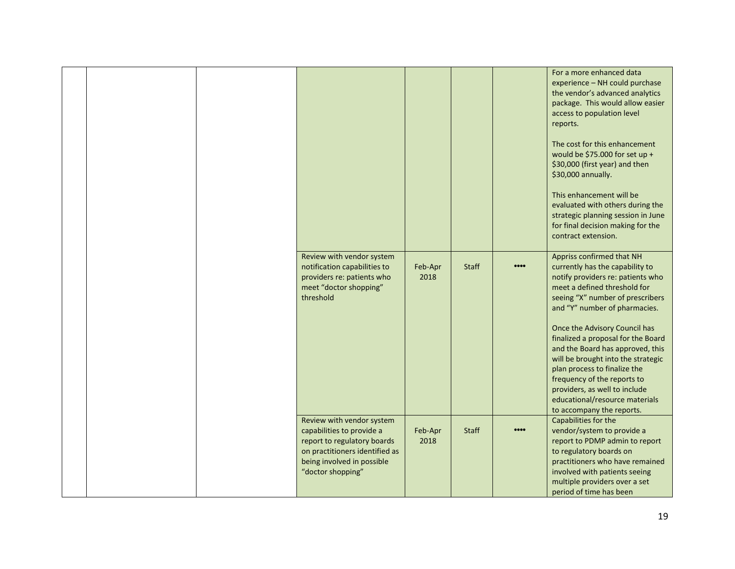| | | | | | | | |
|---|---|---|---|---|---|---|---|
| | | | | | | | For a more enhanced data experience – NH could purchase the vendor's advanced analytics package. This would allow easier access to population level reports.<br><br>The cost for this enhancement would be $75.000 for set up + $30,000 (first year) and then $30,000 annually.<br><br>This enhancement will be evaluated with others during the strategic planning session in June for final decision making for the contract extension. |
| | | | Review with vendor system notification capabilities to providers re: patients who meet "doctor shopping" threshold | Feb-Apr 2018 | Staff | •••• | Appriss confirmed that NH currently has the capability to notify providers re: patients who meet a defined threshold for seeing "X" number of prescribers and "Y" number of pharmacies.<br><br>Once the Advisory Council has finalized a proposal for the Board and the Board has approved, this will be brought into the strategic plan process to finalize the frequency of the reports to providers, as well to include educational/resource materials to accompany the reports. |
| | | | Review with vendor system capabilities to provide a report to regulatory boards on practitioners identified as being involved in possible "doctor shopping" | Feb-Apr 2018 | Staff | •••• | Capabilities for the vendor/system to provide a report to PDMP admin to report to regulatory boards on practitioners who have remained involved with patients seeing multiple providers over a set period of time has been |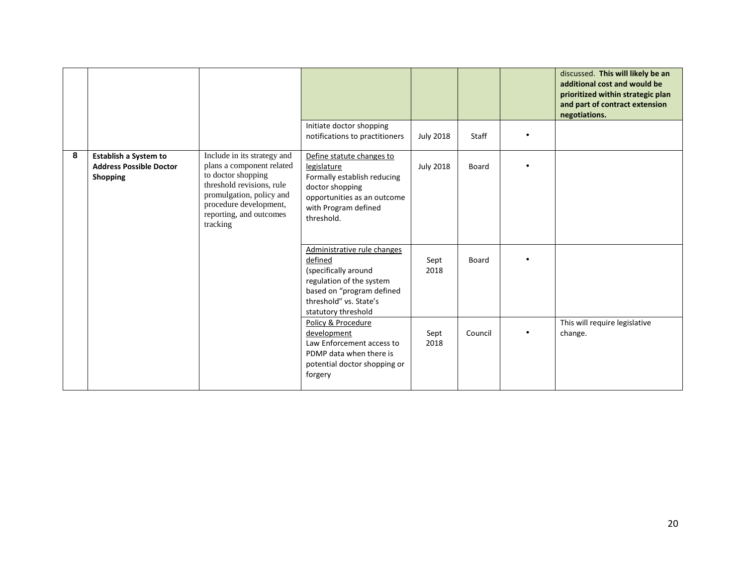| | | | | | | | |
|---|---|---|---|---|---|---|---|
| | | | | | | | discussed. **This will likely be an additional cost and would be prioritized within strategic plan and part of contract extension negotiations.** |
| | | | Initiate doctor shopping notifications to practitioners | July 2018 | Staff | • | |
| **8** | **Establish a System to Address Possible Doctor Shopping** | Include in its strategy and plans a component related to doctor shopping threshold revisions, rule promulgation, policy and procedure development, reporting, and outcomes tracking | Define statute changes to legislature<br>Formally establish reducing doctor shopping opportunities as an outcome with Program defined threshold. | July 2018 | Board | • | |
| | | | Administrative rule changes defined<br>(specifically around regulation of the system based on "program defined threshold" vs. State's statutory threshold | Sept 2018 | Board | • | |
| | | | Policy & Procedure development<br>Law Enforcement access to PDMP data when there is potential doctor shopping or forgery | Sept 2018 | Council | • | This will require legislative change. |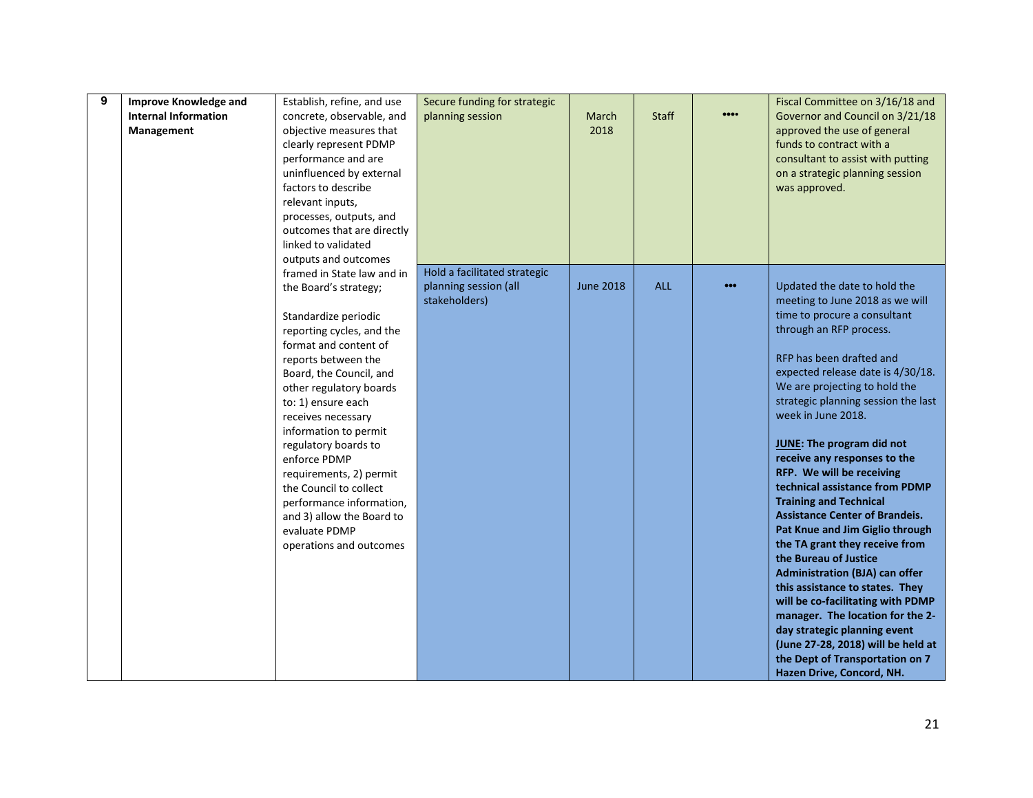| | | | | | | | |
|---|---|---|---|---|---|---|---|
| 9 | **Improve Knowledge and Internal Information Management** | Establish, refine, and use concrete, observable, and objective measures that clearly represent PDMP performance and are uninfluenced by external factors to describe relevant inputs, processes, outputs, and outcomes that are directly linked to validated outputs and outcomes framed in State law and in the Board's strategy;<br><br>Standardize periodic reporting cycles, and the format and content of reports between the Board, the Council, and other regulatory boards to: 1) ensure each receives necessary information to permit regulatory boards to enforce PDMP requirements, 2) permit the Council to collect performance information, and 3) allow the Board to evaluate PDMP operations and outcomes | Secure funding for strategic planning session | March 2018 | Staff | •••• | Fiscal Committee on 3/16/18 and Governor and Council on 3/21/18 approved the use of general funds to contract with a consultant to assist with putting on a strategic planning session was approved. |
| | | | Hold a facilitated strategic planning session (all stakeholders) | June 2018 | ALL | ••• | Updated the date to hold the meeting to June 2018 as we will time to procure a consultant through an RFP process.<br><br>RFP has been drafted and expected release date is 4/30/18. We are projecting to hold the strategic planning session the last week in June 2018.<br><br>**JUNE: The program did not receive any responses to the RFP. We will be receiving technical assistance from PDMP Training and Technical Assistance Center of Brandeis. Pat Knue and Jim Giglio through the TA grant they receive from the Bureau of Justice Administration (BJA) can offer this assistance to states. They will be co-facilitating with PDMP manager. The location for the 2-day strategic planning event (June 27-28, 2018) will be held at the Dept of Transportation on 7 Hazen Drive, Concord, NH.** |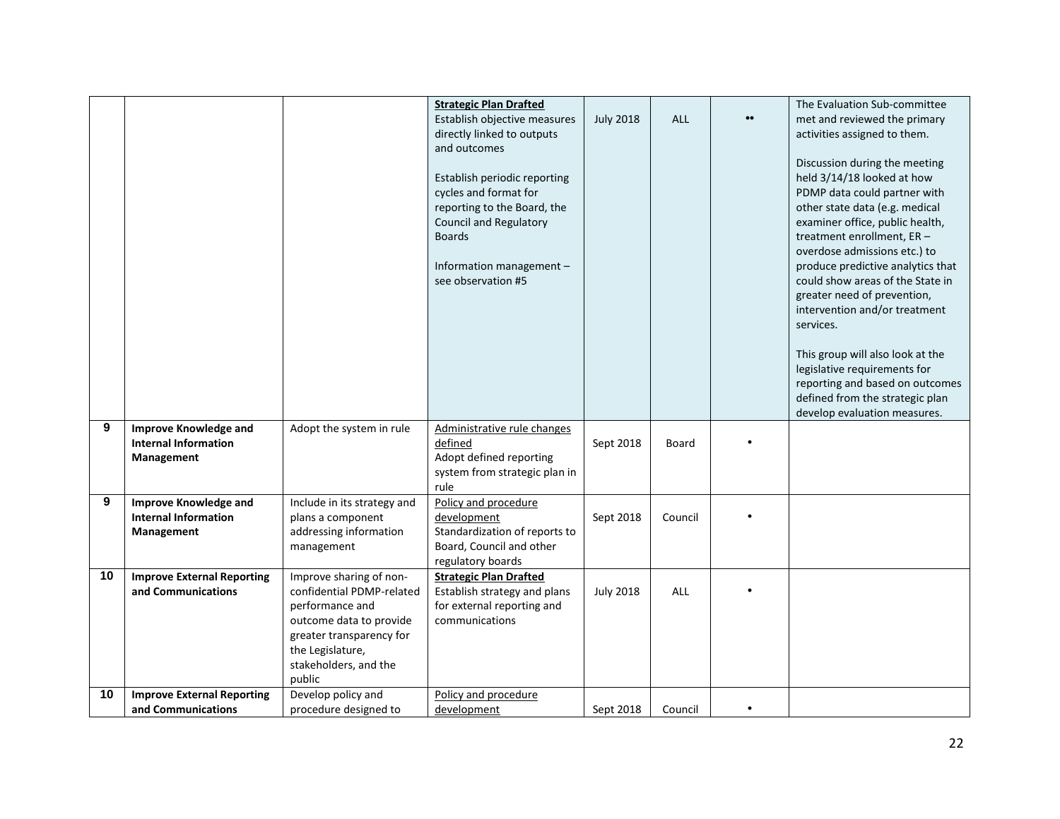| | | | | | | | |
|---|---|---|---|---|---|---|---|
| | | | <u>**Strategic Plan Drafted**</u><br>Establish objective measures directly linked to outputs and outcomes<br><br>Establish periodic reporting cycles and format for reporting to the Board, the Council and Regulatory Boards<br><br>Information management – see observation #5 | July 2018 | ALL | •• | The Evaluation Sub-committee met and reviewed the primary activities assigned to them.<br><br>Discussion during the meeting held 3/14/18 looked at how PDMP data could partner with other state data (e.g. medical examiner office, public health, treatment enrollment, ER – overdose admissions etc.) to produce predictive analytics that could show areas of the State in greater need of prevention, intervention and/or treatment services.<br><br>This group will also look at the legislative requirements for reporting and based on outcomes defined from the strategic plan develop evaluation measures. |
| **9** | **Improve Knowledge and Internal Information Management** | Adopt the system in rule | <u>Administrative rule changes defined</u><br>Adopt defined reporting system from strategic plan in rule | Sept 2018 | Board | • | |
| **9** | **Improve Knowledge and Internal Information Management** | Include in its strategy and plans a component addressing information management | <u>Policy and procedure development</u><br>Standardization of reports to Board, Council and other regulatory boards | Sept 2018 | Council | • | |
| **10** | **Improve External Reporting and Communications** | Improve sharing of non-confidential PDMP-related performance and outcome data to provide greater transparency for the Legislature, stakeholders, and the public | <u>**Strategic Plan Drafted**</u><br>Establish strategy and plans for external reporting and communications | July 2018 | ALL | • | |
| **10** | **Improve External Reporting and Communications** | Develop policy and procedure designed to | <u>Policy and procedure development</u> | Sept 2018 | Council | • | |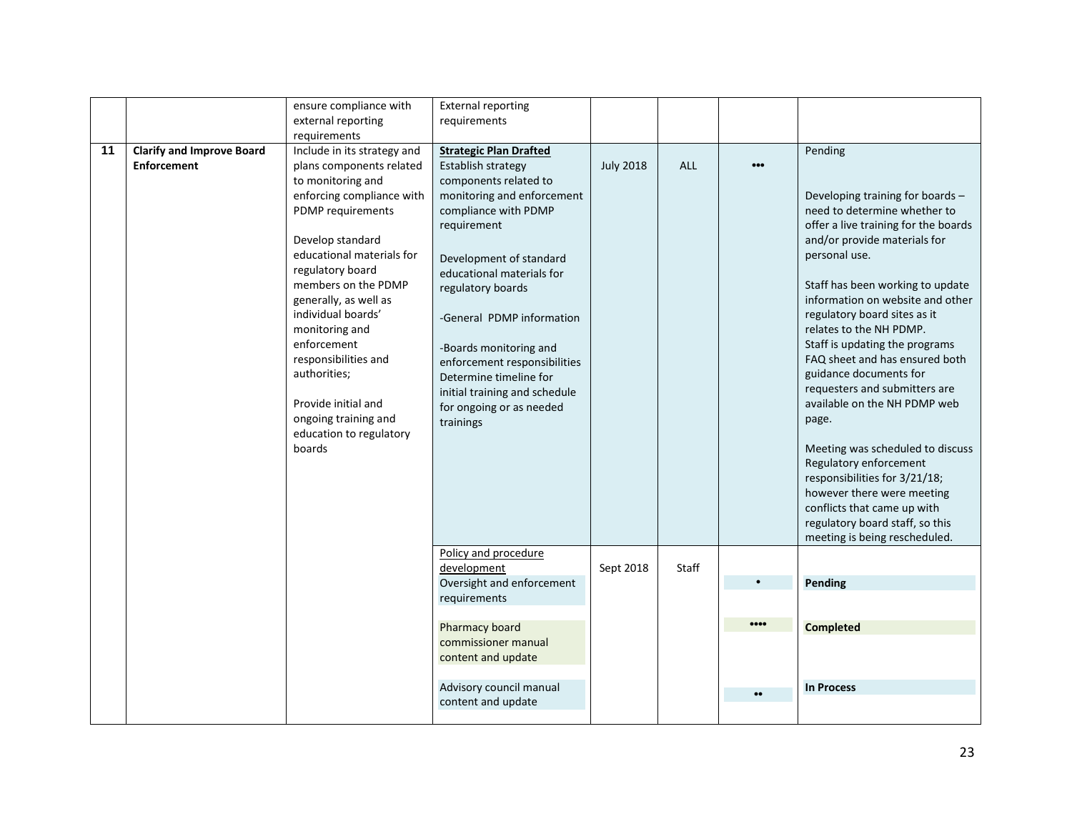| | | | | | | | |
|---|---|---|---|---|---|---|---|
| | | ensure compliance with external reporting requirements | External reporting requirements | | | | |
| 11 | **Clarify and Improve Board Enforcement** | Include in its strategy and plans components related to monitoring and enforcing compliance with PDMP requirements<br><br>Develop standard educational materials for regulatory board members on the PDMP generally, as well as individual boards' monitoring and enforcement responsibilities and authorities;<br><br>Provide initial and ongoing training and education to regulatory boards | **Strategic Plan Drafted**<br>Establish strategy components related to monitoring and enforcement compliance with PDMP requirement<br><br>Development of standard educational materials for regulatory boards<br><br>-General PDMP information<br><br>-Boards monitoring and enforcement responsibilities<br>Determine timeline for initial training and schedule for ongoing or as needed trainings | July 2018 | ALL | ••• | Pending<br><br>Developing training for boards – need to determine whether to offer a live training for the boards and/or provide materials for personal use.<br><br>Staff has been working to update information on website and other regulatory board sites as it relates to the NH PDMP.<br>Staff is updating the programs FAQ sheet and has ensured both guidance documents for requesters and submitters are available on the NH PDMP web page.<br><br>Meeting was scheduled to discuss Regulatory enforcement responsibilities for 3/21/18; however there were meeting conflicts that came up with regulatory board staff, so this meeting is being rescheduled. |
| | | | Policy and procedure development<br>Oversight and enforcement requirements<br><br>Pharmacy board commissioner manual content and update<br><br>Advisory council manual content and update | Sept 2018 | Staff | •<br><br>••••<br><br>•• | **Pending**<br><br>**Completed**<br><br>**In Process** |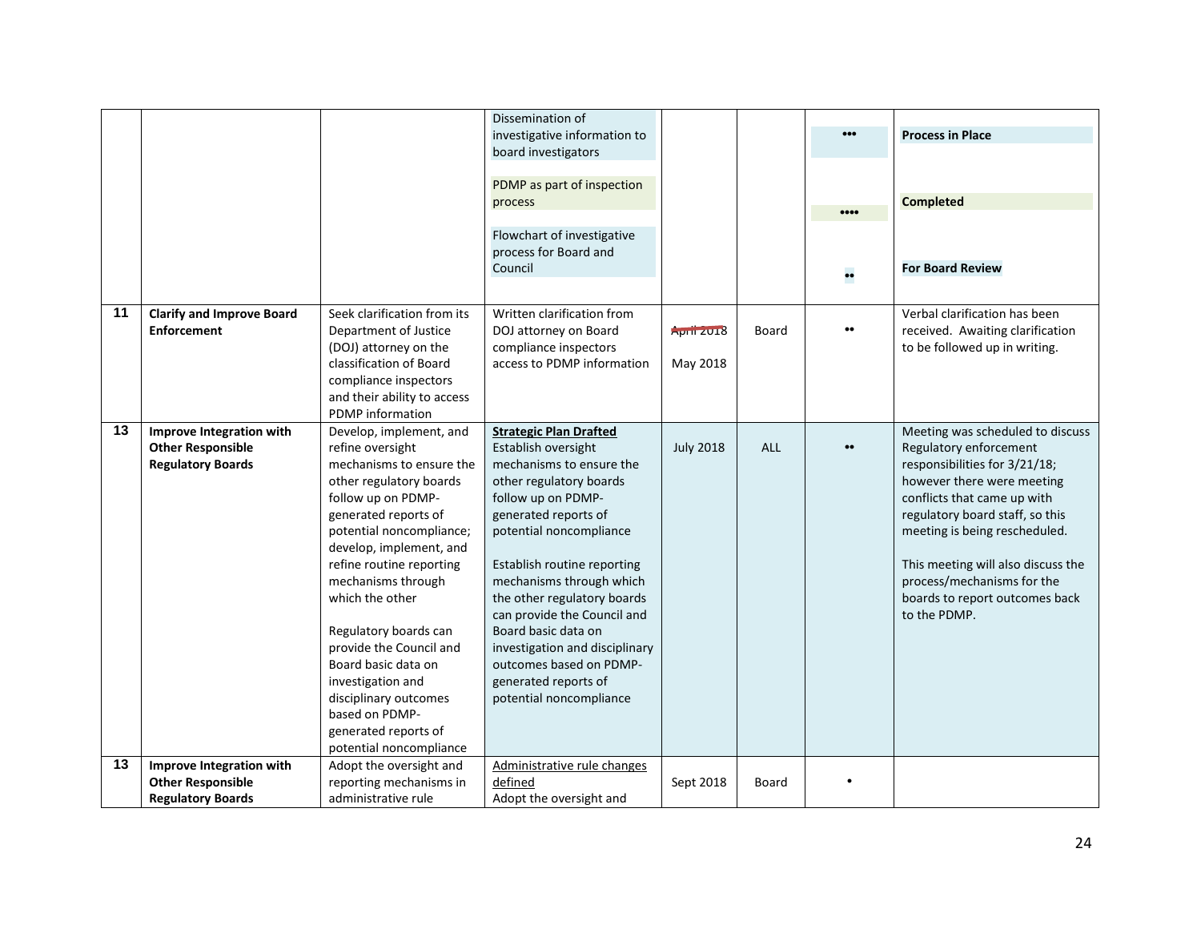| | | | | | | | |
|---|---|---|---|---|---|---|---|
| | | | Dissemination of investigative information to board investigators<br><br>PDMP as part of inspection process<br><br>Flowchart of investigative process for Board and Council | | | •••<br><br>••••<br><br>•• | **Process in Place**<br><br>**Completed**<br><br>**For Board Review** |
| 11 | **Clarify and Improve Board Enforcement** | Seek clarification from its Department of Justice (DOJ) attorney on the classification of Board compliance inspectors and their ability to access PDMP information | Written clarification from DOJ attorney on Board compliance inspectors access to PDMP information | ~~April 2018~~<br><br>May 2018 | Board | •• | Verbal clarification has been received. Awaiting clarification to be followed up in writing. |
| 13 | **Improve Integration with Other Responsible Regulatory Boards** | Develop, implement, and refine oversight mechanisms to ensure the other regulatory boards follow up on PDMP-generated reports of potential noncompliance; develop, implement, and refine routine reporting mechanisms through which the other<br><br>Regulatory boards can provide the Council and Board basic data on investigation and disciplinary outcomes based on PDMP-generated reports of potential noncompliance | **<u>Strategic Plan Drafted</u>**<br>Establish oversight mechanisms to ensure the other regulatory boards follow up on PDMP-generated reports of potential noncompliance<br><br>Establish routine reporting mechanisms through which the other regulatory boards can provide the Council and Board basic data on investigation and disciplinary outcomes based on PDMP-generated reports of potential noncompliance | July 2018 | ALL | •• | Meeting was scheduled to discuss Regulatory enforcement responsibilities for 3/21/18; however there were meeting conflicts that came up with regulatory board staff, so this meeting is being rescheduled.<br><br>This meeting will also discuss the process/mechanisms for the boards to report outcomes back to the PDMP. |
| 13 | **Improve Integration with Other Responsible Regulatory Boards** | Adopt the oversight and reporting mechanisms in administrative rule | <u>Administrative rule changes defined</u><br>Adopt the oversight and | Sept 2018 | Board | • | |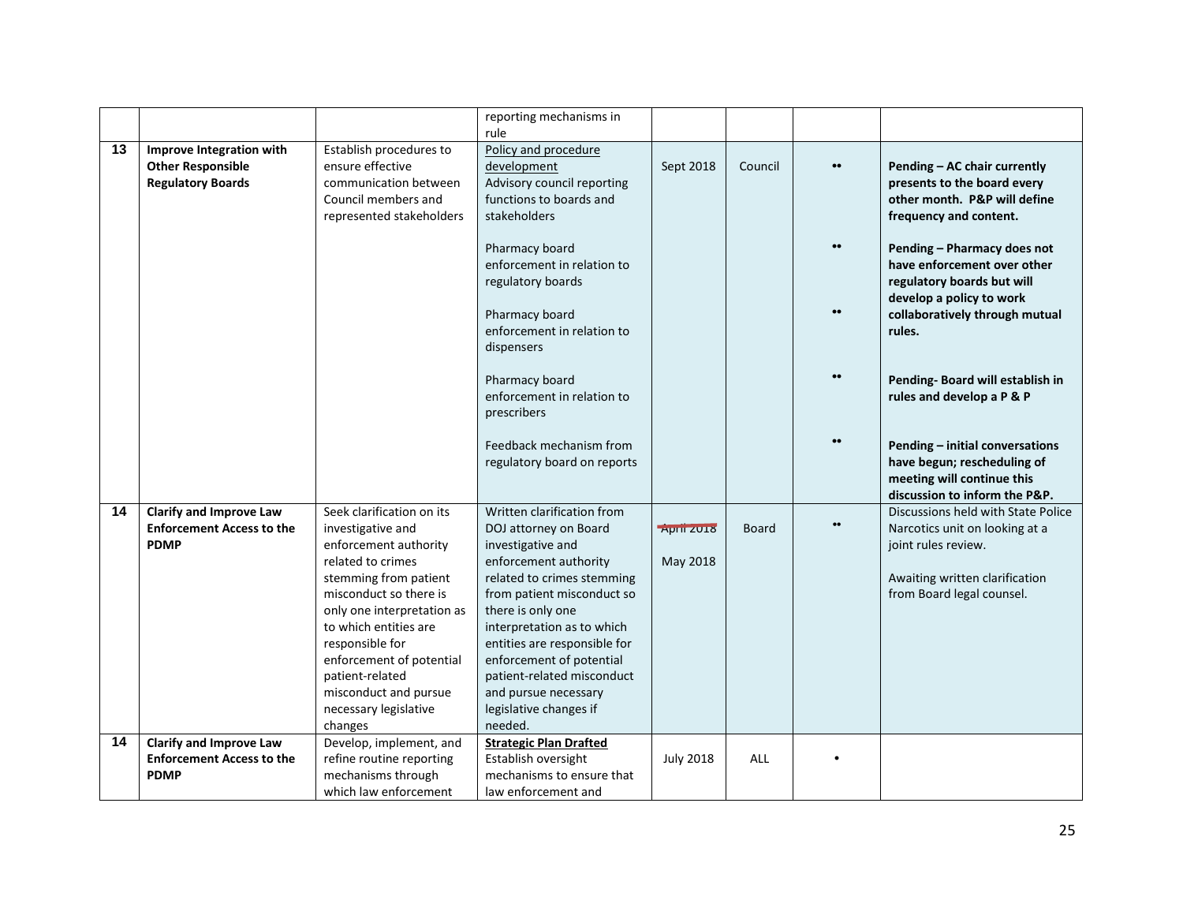| | | | | | | | |
|---|---|---|---|---|---|---|---|
| | | | reporting mechanisms in rule | | | | |
| 13 | **Improve Integration with Other Responsible Regulatory Boards** | Establish procedures to ensure effective communication between Council members and represented stakeholders | <u>Policy and procedure development</u><br>Advisory council reporting functions to boards and stakeholders<br><br>Pharmacy board enforcement in relation to regulatory boards<br><br>Pharmacy board enforcement in relation to dispensers<br><br>Pharmacy board enforcement in relation to prescribers<br><br>Feedback mechanism from regulatory board on reports | Sept 2018 | Council | ••<br><br>••<br><br>••<br><br>••<br><br>•• | **Pending – AC chair currently presents to the board every other month. P&P will define frequency and content.**<br><br>**Pending – Pharmacy does not have enforcement over other regulatory boards but will develop a policy to work collaboratively through mutual rules.**<br><br>**Pending- Board will establish in rules and develop a P & P**<br><br>**Pending – initial conversations have begun; rescheduling of meeting will continue this discussion to inform the P&P.** |
| 14 | **Clarify and Improve Law Enforcement Access to the PDMP** | Seek clarification on its investigative and enforcement authority related to crimes stemming from patient misconduct so there is only one interpretation as to which entities are responsible for enforcement of potential patient-related misconduct and pursue necessary legislative changes | Written clarification from DOJ attorney on Board investigative and enforcement authority related to crimes stemming from patient misconduct so there is only one interpretation as to which entities are responsible for enforcement of potential patient-related misconduct and pursue necessary legislative changes if needed. | ~~April 2018~~<br>May 2018 | Board | •• | Discussions held with State Police Narcotics unit on looking at a joint rules review.<br><br>Awaiting written clarification from Board legal counsel. |
| 14 | **Clarify and Improve Law Enforcement Access to the PDMP** | Develop, implement, and refine routine reporting mechanisms through which law enforcement | **<u>Strategic Plan Drafted</u>**<br>Establish oversight mechanisms to ensure that law enforcement and | July 2018 | ALL | • | |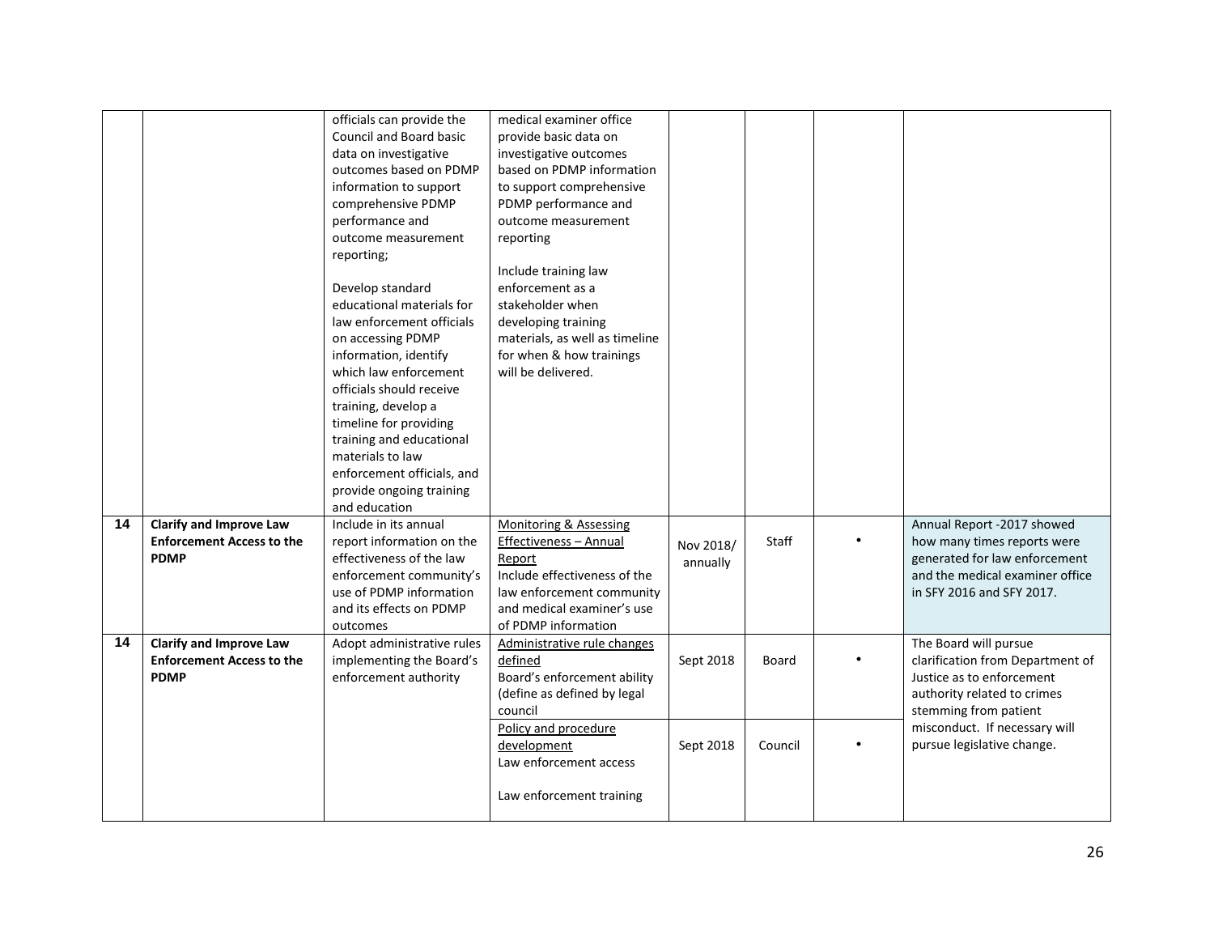| | | | | | | | |
|---|---|---|---|---|---|---|---|
| | | officials can provide the Council and Board basic data on investigative outcomes based on PDMP information to support comprehensive PDMP performance and outcome measurement reporting;<br><br>Develop standard educational materials for law enforcement officials on accessing PDMP information, identify which law enforcement officials should receive training, develop a timeline for providing training and educational materials to law enforcement officials, and provide ongoing training and education | medical examiner office provide basic data on investigative outcomes based on PDMP information to support comprehensive PDMP performance and outcome measurement reporting<br><br>Include training law enforcement as a stakeholder when developing training materials, as well as timeline for when & how trainings will be delivered. | | | | |
| 14 | **Clarify and Improve Law Enforcement Access to the PDMP** | Include in its annual report information on the effectiveness of the law enforcement community's use of PDMP information and its effects on PDMP outcomes | Monitoring & Assessing Effectiveness – Annual Report<br>Include effectiveness of the law enforcement community and medical examiner's use of PDMP information | Nov 2018/ annually | Staff | • | Annual Report -2017 showed how many times reports were generated for law enforcement and the medical examiner office in SFY 2016 and SFY 2017. |
| 14 | **Clarify and Improve Law Enforcement Access to the PDMP** | Adopt administrative rules implementing the Board's enforcement authority | Administrative rule changes defined<br>Board's enforcement ability (define as defined by legal council | Sept 2018 | Board | • | The Board will pursue clarification from Department of Justice as to enforcement authority related to crimes stemming from patient misconduct. If necessary will pursue legislative change. |
| | | | Policy and procedure development<br>Law enforcement access<br><br>Law enforcement training | Sept 2018 | Council | • | |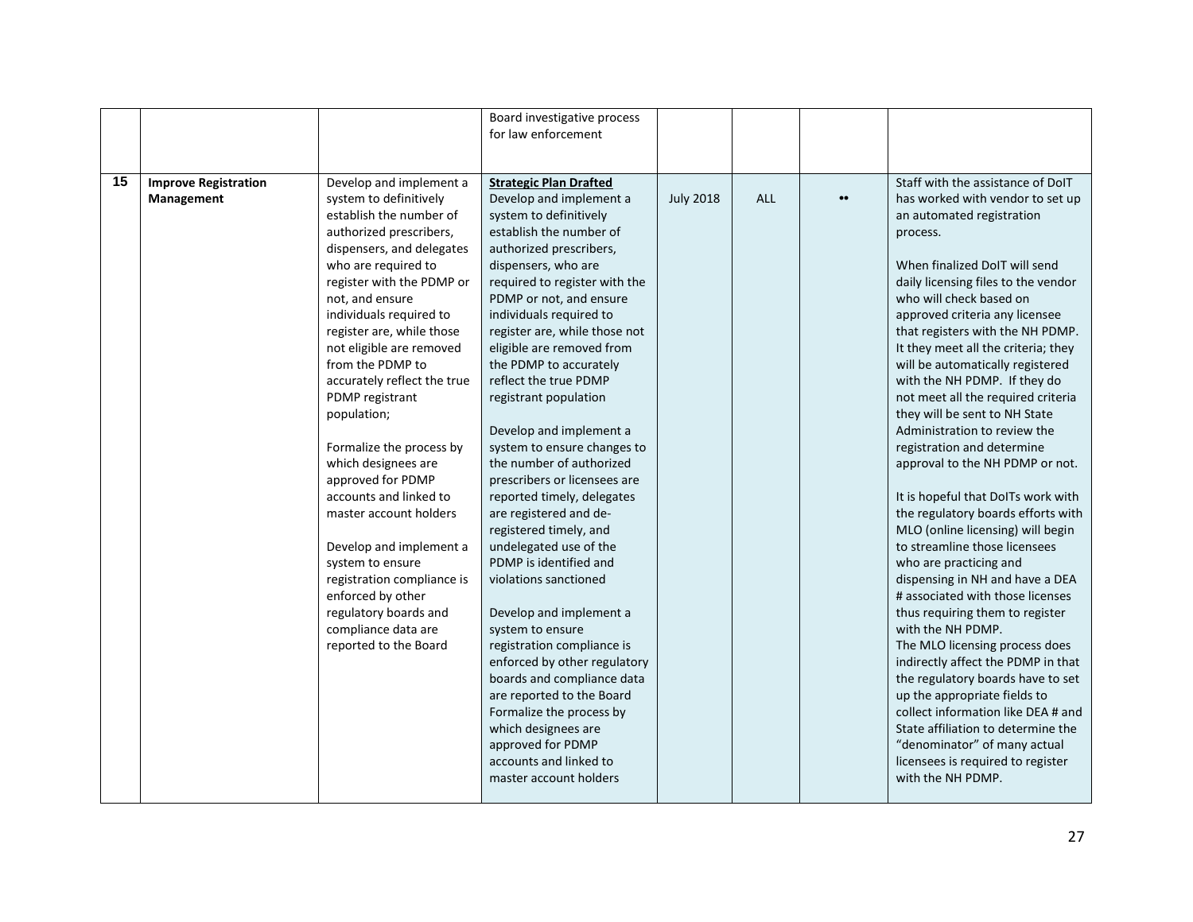| | | | | | | | |
|---|---|---|---|---|---|---|---|
| | | | Board investigative process for law enforcement | | | | |
| 15 | **Improve Registration Management** | Develop and implement a system to definitively establish the number of authorized prescribers, dispensers, and delegates who are required to register with the PDMP or not, and ensure individuals required to register are, while those not eligible are removed from the PDMP to accurately reflect the true PDMP registrant population;<br><br>Formalize the process by which designees are approved for PDMP accounts and linked to master account holders<br><br>Develop and implement a system to ensure registration compliance is enforced by other regulatory boards and compliance data are reported to the Board | **Strategic Plan Drafted**<br>Develop and implement a system to definitively establish the number of authorized prescribers, dispensers, who are required to register with the PDMP or not, and ensure individuals required to register are, while those not eligible are removed from the PDMP to accurately reflect the true PDMP registrant population<br><br>Develop and implement a system to ensure changes to the number of authorized prescribers or licensees are reported timely, delegates are registered and de-registered timely, and undelegated use of the PDMP is identified and violations sanctioned<br><br>Develop and implement a system to ensure registration compliance is enforced by other regulatory boards and compliance data are reported to the Board Formalize the process by which designees are approved for PDMP accounts and linked to master account holders | July 2018 | ALL | •• | Staff with the assistance of DoIT has worked with vendor to set up an automated registration process.<br><br>When finalized DoIT will send daily licensing files to the vendor who will check based on approved criteria any licensee that registers with the NH PDMP. It they meet all the criteria; they will be automatically registered with the NH PDMP. If they do not meet all the required criteria they will be sent to NH State Administration to review the registration and determine approval to the NH PDMP or not.<br><br>It is hopeful that DoITs work with the regulatory boards efforts with MLO (online licensing) will begin to streamline those licensees who are practicing and dispensing in NH and have a DEA # associated with those licenses thus requiring them to register with the NH PDMP.<br>The MLO licensing process does indirectly affect the PDMP in that the regulatory boards have to set up the appropriate fields to collect information like DEA # and State affiliation to determine the "denominator" of many actual licensees is required to register with the NH PDMP. |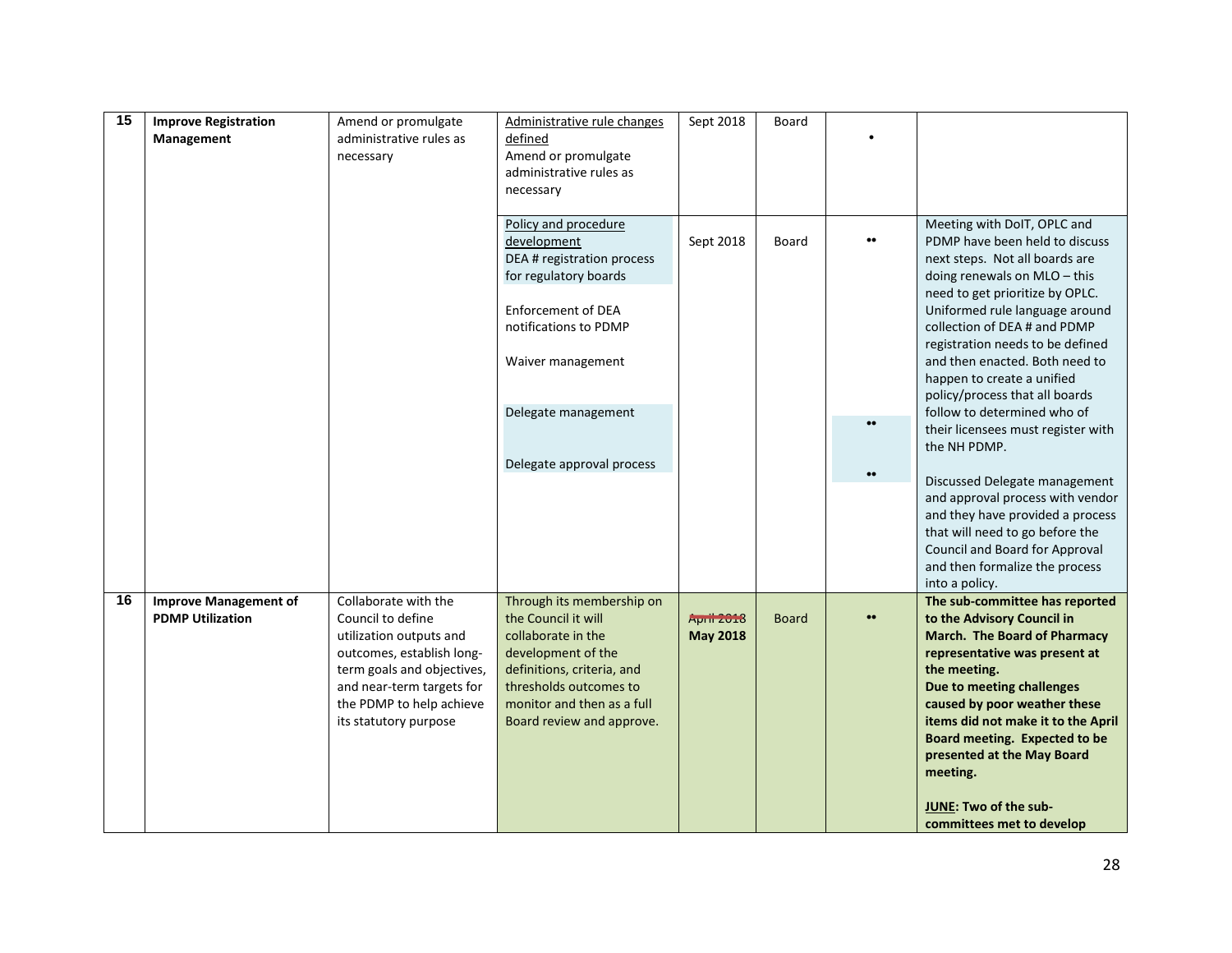| | | | | | | | |
|---|---|---|---|---|---|---|---|
| **15** | **Improve Registration Management** | Amend or promulgate administrative rules as necessary | Administrative rule changes defined<br>Amend or promulgate administrative rules as necessary | Sept 2018 | Board | • | |
| | | | Policy and procedure development<br>DEA # registration process for regulatory boards<br><br>Enforcement of DEA notifications to PDMP<br><br>Waiver management<br><br>Delegate management<br><br>Delegate approval process | Sept 2018 | Board | ••<br><br>••<br><br>•• | Meeting with DoIT, OPLC and PDMP have been held to discuss next steps. Not all boards are doing renewals on MLO – this need to get prioritize by OPLC. Uniformed rule language around collection of DEA # and PDMP registration needs to be defined and then enacted. Both need to happen to create a unified policy/process that all boards follow to determined who of their licensees must register with the NH PDMP.<br><br>Discussed Delegate management and approval process with vendor and they have provided a process that will need to go before the Council and Board for Approval and then formalize the process into a policy. |
| **16** | **Improve Management of PDMP Utilization** | Collaborate with the Council to define utilization outputs and outcomes, establish long-term goals and objectives, and near-term targets for the PDMP to help achieve its statutory purpose | Through its membership on the Council it will collaborate in the development of the definitions, criteria, and thresholds outcomes to monitor and then as a full Board review and approve. | ~~April 2018~~<br>**May 2018** | Board | •• | **The sub-committee has reported to the Advisory Council in March. The Board of Pharmacy representative was present at the meeting.**<br>**Due to meeting challenges caused by poor weather these items did not make it to the April Board meeting. Expected to be presented at the May Board meeting.**<br><br>**JUNE: Two of the sub-committees met to develop** |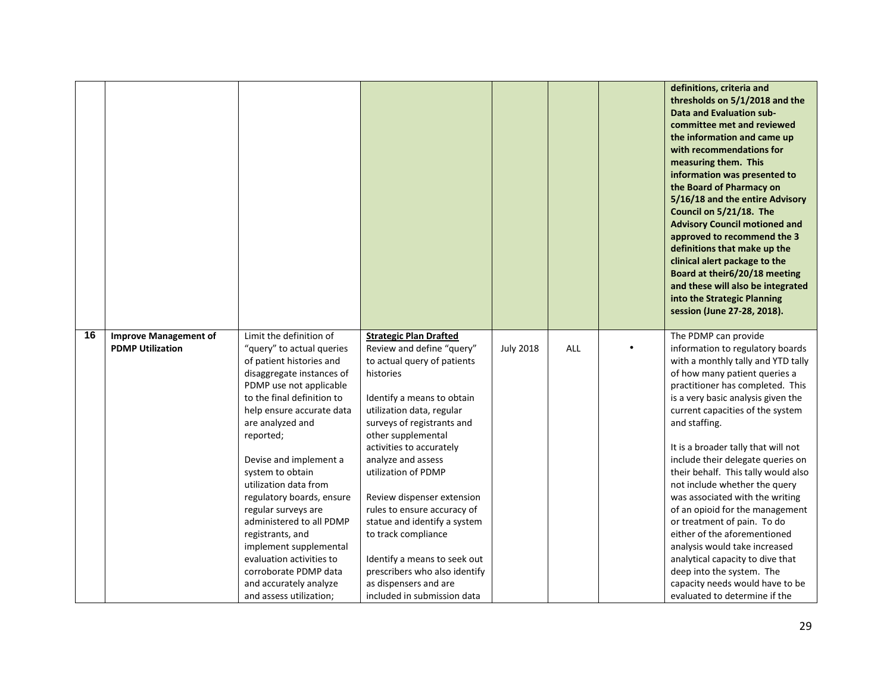| | | | | | | | |
|---|---|---|---|---|---|---|---|
| | | | | | | | **definitions, criteria and thresholds on 5/1/2018 and the Data and Evaluation sub-committee met and reviewed the information and came up with recommendations for measuring them. This information was presented to the Board of Pharmacy on 5/16/18 and the entire Advisory Council on 5/21/18. The Advisory Council motioned and approved to recommend the 3 definitions that make up the clinical alert package to the Board at their6/20/18 meeting and these will also be integrated into the Strategic Planning session (June 27-28, 2018).** |
| **16** | **Improve Management of PDMP Utilization** | Limit the definition of "query" to actual queries of patient histories and disaggregate instances of PDMP use not applicable to the final definition to help ensure accurate data are analyzed and reported;<br><br>Devise and implement a system to obtain utilization data from regulatory boards, ensure regular surveys are administered to all PDMP registrants, and implement supplemental evaluation activities to corroborate PDMP data and accurately analyze and assess utilization; | **<u>Strategic Plan Drafted</u>**<br>Review and define "query" to actual query of patients histories<br><br>Identify a means to obtain utilization data, regular surveys of registrants and other supplemental activities to accurately analyze and assess utilization of PDMP<br><br>Review dispenser extension rules to ensure accuracy of statue and identify a system to track compliance<br><br>Identify a means to seek out prescribers who also identify as dispensers and are included in submission data | July 2018 | ALL | • | The PDMP can provide information to regulatory boards with a monthly tally and YTD tally of how many patient queries a practitioner has completed. This is a very basic analysis given the current capacities of the system and staffing.<br><br>It is a broader tally that will not include their delegate queries on their behalf. This tally would also not include whether the query was associated with the writing of an opioid for the management or treatment of pain. To do either of the aforementioned analysis would take increased analytical capacity to dive that deep into the system. The capacity needs would have to be evaluated to determine if the |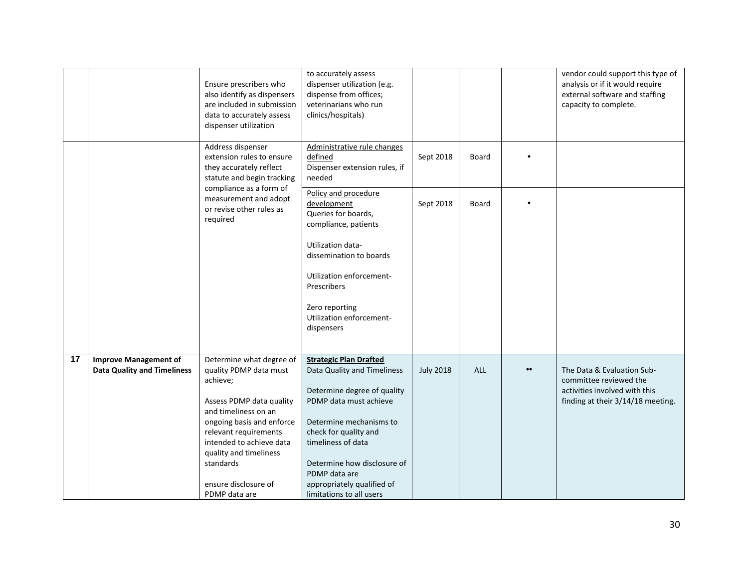| | | | | | | | |
|---|---|---|---|---|---|---|---|
| | | Ensure prescribers who also identify as dispensers are included in submission data to accurately assess dispenser utilization | to accurately assess dispenser utilization (e.g. dispense from offices; veterinarians who run clinics/hospitals) | | | | vendor could support this type of analysis or if it would require external software and staffing capacity to complete. |
| | | Address dispenser extension rules to ensure they accurately reflect statute and begin tracking compliance as a form of measurement and adopt or revise other rules as required | <u>Administrative rule changes defined</u><br>Dispenser extension rules, if needed | Sept 2018 | Board | • | |
| | | | <u>Policy and procedure development</u><br>Queries for boards, compliance, patients<br><br>Utilization data-dissemination to boards<br><br>Utilization enforcement-Prescribers<br><br>Zero reporting<br>Utilization enforcement-dispensers | Sept 2018 | Board | • | |
| **17** | **Improve Management of Data Quality and Timeliness** | Determine what degree of quality PDMP data must achieve;<br><br>Assess PDMP data quality and timeliness on an ongoing basis and enforce relevant requirements intended to achieve data quality and timeliness standards<br><br>ensure disclosure of PDMP data are | **<u>Strategic Plan Drafted</u>**<br>Data Quality and Timeliness<br><br>Determine degree of quality PDMP data must achieve<br><br>Determine mechanisms to check for quality and timeliness of data<br><br>Determine how disclosure of PDMP data are appropriately qualified of limitations to all users | July 2018 | ALL | •• | The Data & Evaluation Sub-committee reviewed the activities involved with this finding at their 3/14/18 meeting. |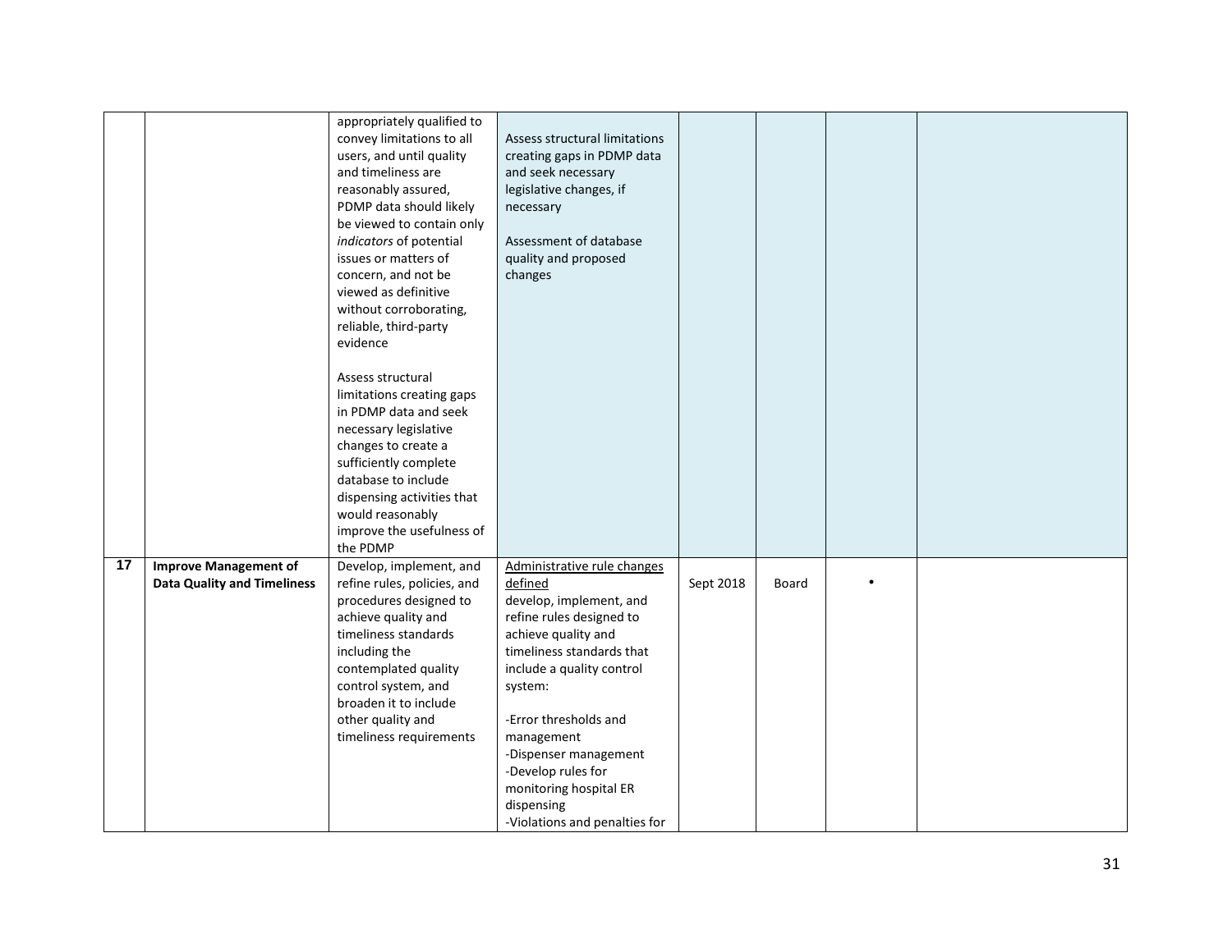| | | | | | | | |
|---|---|---|---|---|---|---|---|
| | | appropriately qualified to convey limitations to all users, and until quality and timeliness are reasonably assured, PDMP data should likely be viewed to contain only *indicators* of potential issues or matters of concern, and not be viewed as definitive without corroborating, reliable, third-party evidence<br><br>Assess structural limitations creating gaps in PDMP data and seek necessary legislative changes to create a sufficiently complete database to include dispensing activities that would reasonably improve the usefulness of the PDMP | Assess structural limitations creating gaps in PDMP data and seek necessary legislative changes, if necessary<br><br>Assessment of database quality and proposed changes | | | | |
| 17 | **Improve Management of Data Quality and Timeliness** | Develop, implement, and refine rules, policies, and procedures designed to achieve quality and timeliness standards including the contemplated quality control system, and broaden it to include other quality and timeliness requirements | <u>Administrative rule changes defined</u><br>develop, implement, and refine rules designed to achieve quality and timeliness standards that include a quality control system:<br><br>-Error thresholds and management<br>-Dispenser management<br>-Develop rules for monitoring hospital ER dispensing<br>-Violations and penalties for | Sept 2018 | Board | • | |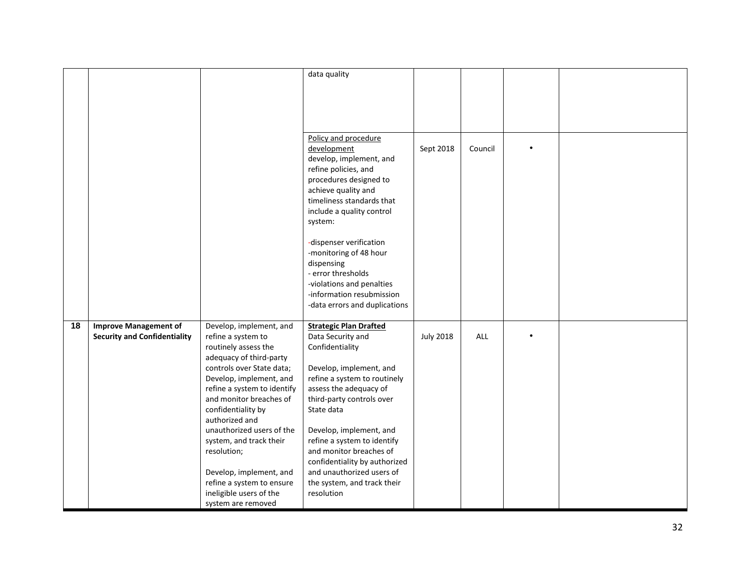| | | | | | | | |
|---|---|---|---|---|---|---|---|
| | | | data quality | | | | |
| | | | Policy and procedure development<br>develop, implement, and refine policies, and procedures designed to achieve quality and timeliness standards that include a quality control system:<br><br>-dispenser verification<br>-monitoring of 48 hour dispensing<br>- error thresholds<br>-violations and penalties<br>-information resubmission<br>-data errors and duplications | Sept 2018 | Council | • | |
| **18** | **Improve Management of Security and Confidentiality** | Develop, implement, and refine a system to routinely assess the adequacy of third-party controls over State data;<br>Develop, implement, and refine a system to identify and monitor breaches of confidentiality by authorized and unauthorized users of the system, and track their resolution;<br><br>Develop, implement, and refine a system to ensure ineligible users of the system are removed | **Strategic Plan Drafted**<br>Data Security and Confidentiality<br><br>Develop, implement, and refine a system to routinely assess the adequacy of third-party controls over State data<br><br>Develop, implement, and refine a system to identify and monitor breaches of confidentiality by authorized and unauthorized users of the system, and track their resolution | July 2018 | ALL | • | |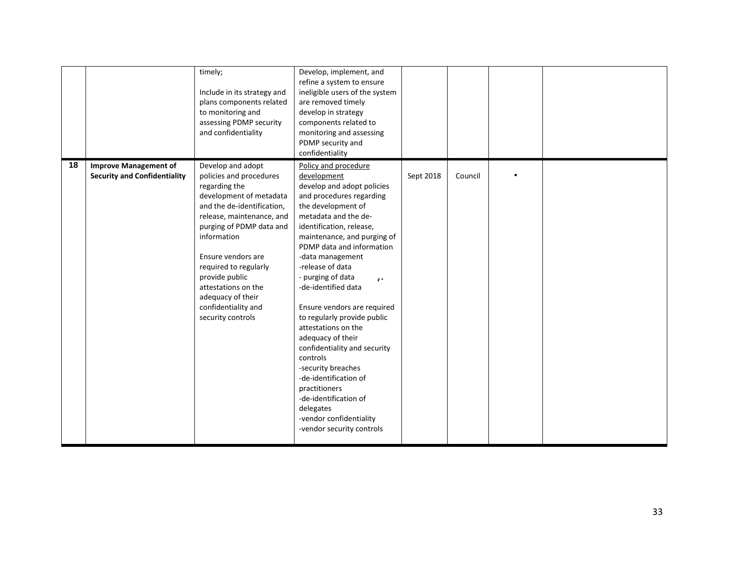| | | | | | | | |
|---|---|---|---|---|---|---|---|
| | | timely;<br><br>Include in its strategy and plans components related to monitoring and assessing PDMP security and confidentiality | Develop, implement, and refine a system to ensure ineligible users of the system are removed timely<br>develop in strategy components related to monitoring and assessing PDMP security and confidentiality | | | | |
| **18** | **Improve Management of Security and Confidentiality** | Develop and adopt policies and procedures regarding the development of metadata and the de-identification, release, maintenance, and purging of PDMP data and information<br><br>Ensure vendors are required to regularly provide public attestations on the adequacy of their confidentiality and security controls | <u>Policy and procedure development</u><br>develop and adopt policies and procedures regarding the development of metadata and the de-identification, release, maintenance, and purging of PDMP data and information<br>-data management<br>-release of data<br>- purging of data<br>-de-identified data<br><br>Ensure vendors are required to regularly provide public attestations on the adequacy of their confidentiality and security controls<br>-security breaches<br>-de-identification of practitioners<br>-de-identification of delegates<br>-vendor confidentiality<br>-vendor security controls | Sept 2018 | Council | • | |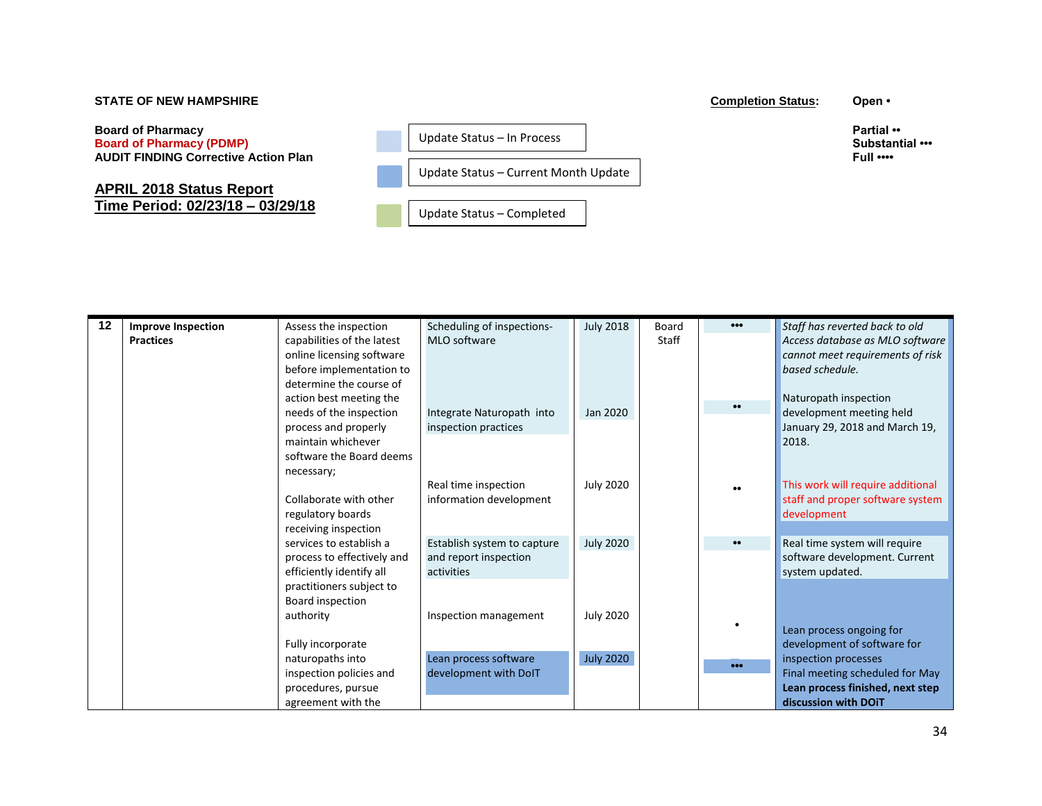**STATE OF NEW HAMPSHIRE**

**Board of Pharmacy**
**Board of Pharmacy (PDMP)**
**AUDIT FINDING Corrective Action Plan**

**APRIL 2018 Status Report**
**Time Period: 02/23/18 – 03/29/18**

Update Status – In Process

Update Status – Current Month Update

Update Status – Completed

**Completion Status:** Open • Partial •• Substantial ••• Full ••••

| | | | | | | | |
|---|---|---|---|---|---|---|---|
| 12 | **Improve Inspection Practices** | Assess the inspection capabilities of the latest online licensing software before implementation to determine the course of action best meeting the needs of the inspection process and properly maintain whichever software the Board deems necessary;<br><br>Collaborate with other regulatory boards receiving inspection services to establish a process to effectively and efficiently identify all practitioners subject to Board inspection authority<br><br>Fully incorporate naturopaths into inspection policies and procedures, pursue agreement with the | Scheduling of inspections- MLO software | July 2018 | Board Staff | ••• | *Staff has reverted back to old Access database as MLO software cannot meet requirements of risk based schedule.* |
| | | | Integrate Naturopath into inspection practices | Jan 2020 | | •• | Naturopath inspection development meeting held January 29, 2018 and March 19, 2018. |
| | | | Real time inspection information development | July 2020 | | •• | This work will require additional staff and proper software system development |
| | | | Establish system to capture and report inspection activities | July 2020 | | •• | Real time system will require software development. Current system updated. |
| | | | Inspection management | July 2020 | | • | |
| | | | Lean process software development with DoIT | July 2020 | | ••• | Lean process ongoing for development of software for inspection processes<br>Final meeting scheduled for May<br>**Lean process finished, next step discussion with DOiT** |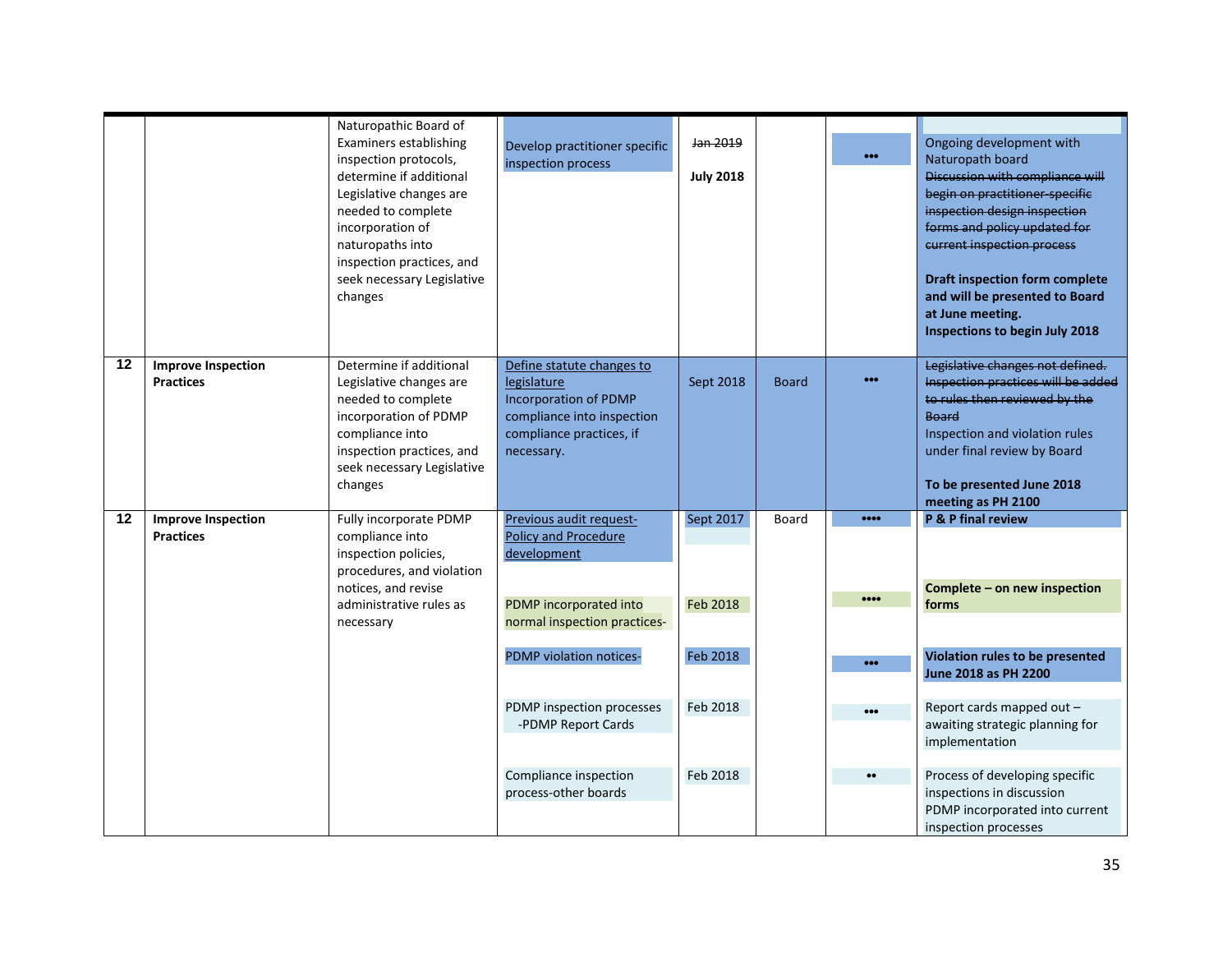| | | | | | | | |
|---|---|---|---|---|---|---|---|
| | | Naturopathic Board of Examiners establishing inspection protocols, determine if additional Legislative changes are needed to complete incorporation of naturopaths into inspection practices, and seek necessary Legislative changes | Develop practitioner specific inspection process | ~~Jan 2019~~ **July 2018** | | ••• | Ongoing development with Naturopath board ~~Discussion with compliance will begin on practitioner-specific inspection design inspection forms and policy updated for current inspection process~~ **Draft inspection form complete and will be presented to Board at June meeting. Inspections to begin July 2018** |
| 12 | **Improve Inspection Practices** | Determine if additional Legislative changes are needed to complete incorporation of PDMP compliance into inspection practices, and seek necessary Legislative changes | Define statute changes to legislature Incorporation of PDMP compliance into inspection compliance practices, if necessary. | Sept 2018 | Board | ••• | ~~Legislative changes not defined. Inspection practices will be added to rules then reviewed by the Board~~ Inspection and violation rules under final review by Board **To be presented June 2018 meeting as PH 2100** |
| 12 | **Improve Inspection Practices** | Fully incorporate PDMP compliance into inspection policies, procedures, and violation notices, and revise administrative rules as necessary | Previous audit request-Policy and Procedure development | Sept 2017 | Board | •••• | **P & P final review** |
| | | | PDMP incorporated into normal inspection practices- | Feb 2018 | | •••• | **Complete – on new inspection forms** |
| | | | PDMP violation notices- | Feb 2018 | | ••• | **Violation rules to be presented June 2018 as PH 2200** |
| | | | PDMP inspection processes -PDMP Report Cards | Feb 2018 | | ••• | Report cards mapped out – awaiting strategic planning for implementation |
| | | | Compliance inspection process-other boards | Feb 2018 | | •• | Process of developing specific inspections in discussion PDMP incorporated into current inspection processes |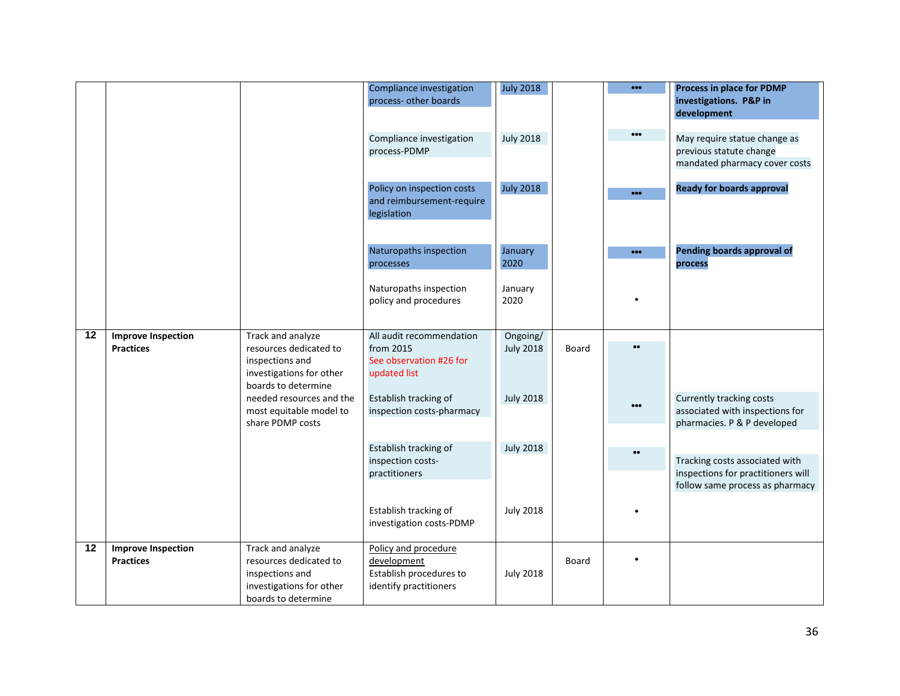| | | | | | | | |
|---|---|---|---|---|---|---|---|
| | | | Compliance investigation process- other boards | July 2018 | | ••• | **Process in place for PDMP investigations. P&P in development** |
| | | | Compliance investigation process-PDMP | July 2018 | | ••• | May require statue change as previous statute change mandated pharmacy cover costs |
| | | | Policy on inspection costs and reimbursement-require legislation | July 2018 | | ••• | **Ready for boards approval** |
| | | | Naturopaths inspection processes | January 2020 | | ••• | **Pending boards approval of process** |
| | | | Naturopaths inspection policy and procedures | January 2020 | | • | |
| **12** | **Improve Inspection Practices** | Track and analyze resources dedicated to inspections and investigations for other boards to determine needed resources and the most equitable model to share PDMP costs | All audit recommendation from 2015 See observation #26 for updated list | Ongoing/ July 2018 | Board | •• | |
| | | | Establish tracking of inspection costs-pharmacy | July 2018 | | ••• | Currently tracking costs associated with inspections for pharmacies. P & P developed |
| | | | Establish tracking of inspection costs-practitioners | July 2018 | | •• | Tracking costs associated with inspections for practitioners will follow same process as pharmacy |
| | | | Establish tracking of investigation costs-PDMP | July 2018 | | • | |
| **12** | **Improve Inspection Practices** | Track and analyze resources dedicated to inspections and investigations for other boards to determine | Policy and procedure development<br>Establish procedures to identify practitioners | July 2018 | Board | • | |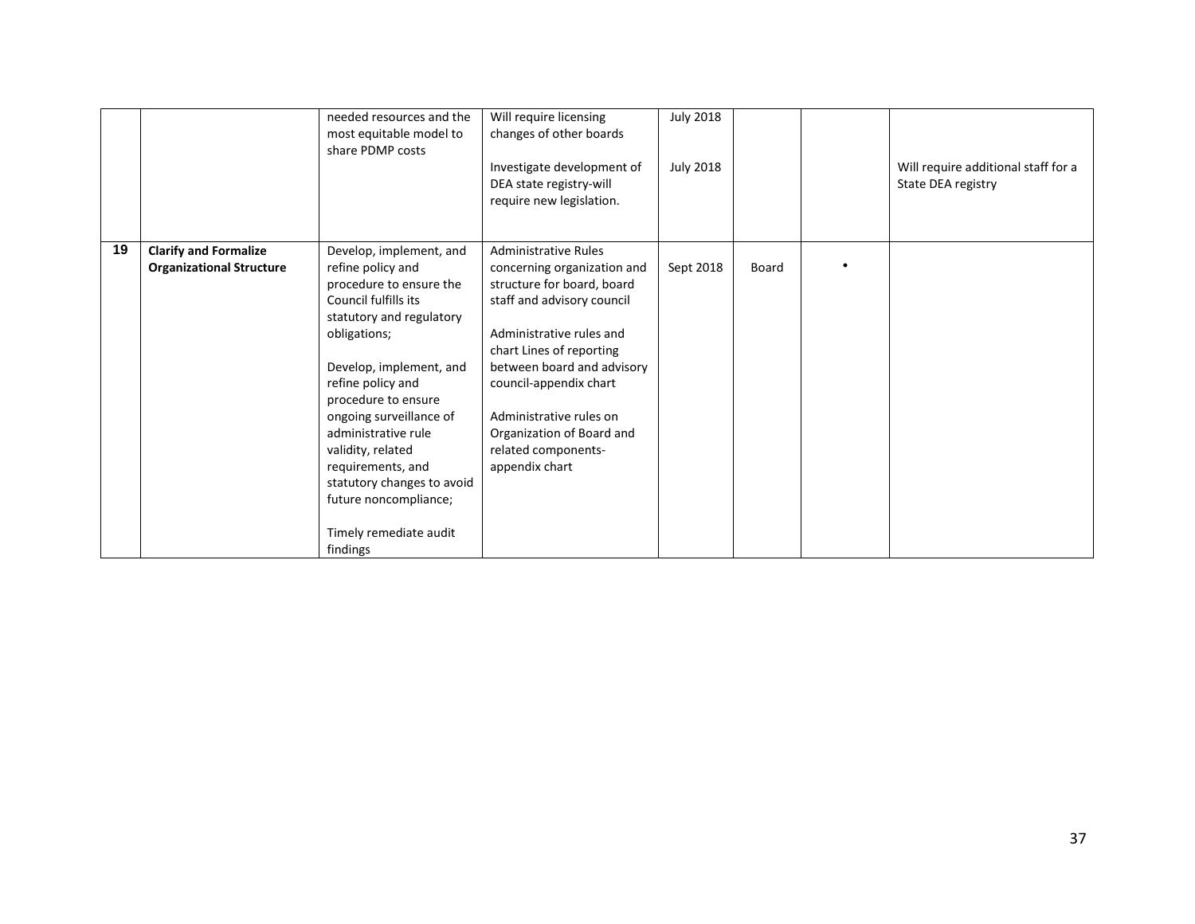| | | | | | | | |
|---|---|---|---|---|---|---|---|
| | | needed resources and the most equitable model to share PDMP costs | Will require licensing changes of other boards<br><br>Investigate development of DEA state registry-will require new legislation. | July 2018<br><br>July 2018 | | | Will require additional staff for a State DEA registry |
| **19** | **Clarify and Formalize Organizational Structure** | Develop, implement, and refine policy and procedure to ensure the Council fulfills its statutory and regulatory obligations;<br><br>Develop, implement, and refine policy and procedure to ensure ongoing surveillance of administrative rule validity, related requirements, and statutory changes to avoid future noncompliance;<br><br>Timely remediate audit findings | Administrative Rules concerning organization and structure for board, board staff and advisory council<br><br>Administrative rules and chart Lines of reporting between board and advisory council-appendix chart<br><br>Administrative rules on Organization of Board and related components-appendix chart | Sept 2018 | Board | • | |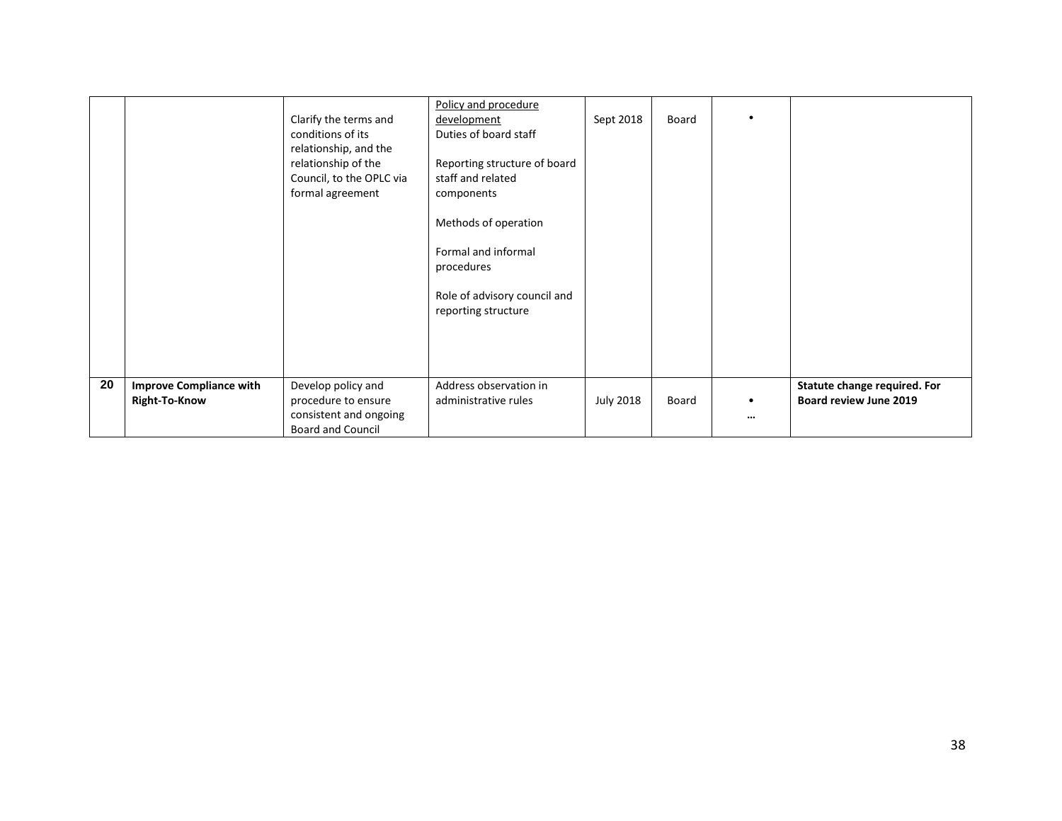| | | | | | | | |
|---|---|---|---|---|---|---|---|
| | | Clarify the terms and conditions of its relationship, and the relationship of the Council, to the OPLC via formal agreement | Policy and procedure development<br>Duties of board staff<br><br>Reporting structure of board staff and related components<br><br>Methods of operation<br><br>Formal and informal procedures<br><br>Role of advisory council and reporting structure | Sept 2018 | Board | • | |
| **20** | **Improve Compliance with Right-To-Know** | Develop policy and procedure to ensure consistent and ongoing Board and Council | Address observation in administrative rules | July 2018 | Board | •<br>… | **Statute change required. For Board review June 2019** |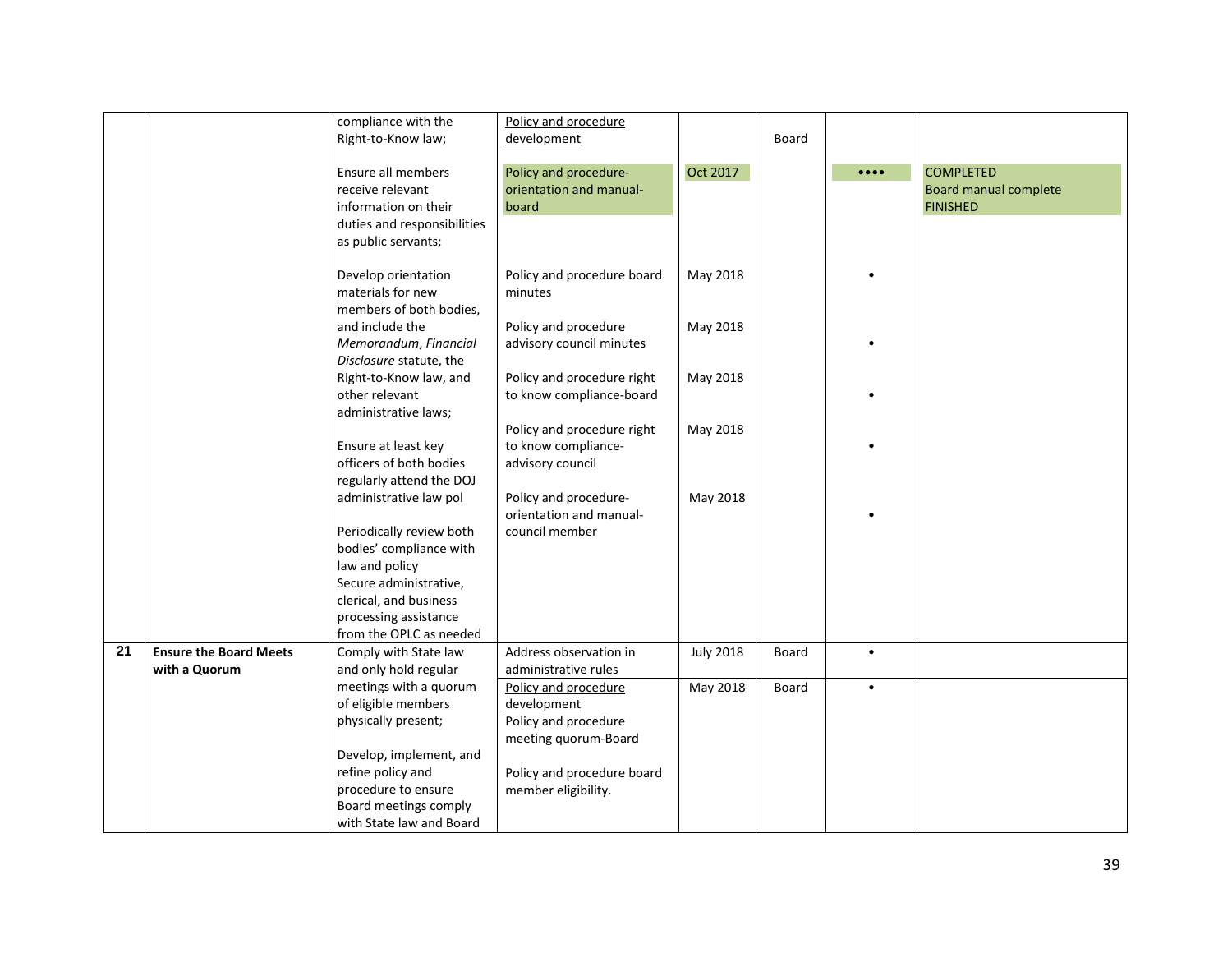| | | | | | | | |
|---|---|---|---|---|---|---|---|
| | | compliance with the Right-to-Know law;<br><br>Ensure all members receive relevant information on their duties and responsibilities as public servants;<br><br>Develop orientation materials for new members of both bodies, and include the *Memorandum*, *Financial Disclosure* statute, the Right-to-Know law, and other relevant administrative laws;<br><br>Ensure at least key officers of both bodies regularly attend the DOJ administrative law pol<br><br>Periodically review both bodies' compliance with law and policy<br>Secure administrative, clerical, and business processing assistance from the OPLC as needed | Policy and procedure development<br><br>Policy and procedure-orientation and manual-board<br><br>Policy and procedure board minutes<br><br>Policy and procedure advisory council minutes<br><br>Policy and procedure right to know compliance-board<br><br>Policy and procedure right to know compliance-advisory council<br><br>Policy and procedure-orientation and manual-council member | <br><br>Oct 2017<br><br>May 2018<br><br>May 2018<br><br>May 2018<br><br>May 2018<br><br>May 2018 | Board | <br><br>••••<br><br>•<br><br>•<br><br>•<br><br>•<br><br>• | <br><br>COMPLETED<br>Board manual complete<br>FINISHED |
| 21 | **Ensure the Board Meets with a Quorum** | Comply with State law and only hold regular meetings with a quorum of eligible members physically present;<br><br>Develop, implement, and refine policy and procedure to ensure Board meetings comply with State law and Board | Address observation in administrative rules | July 2018 | Board | • | |
| | | | Policy and procedure development<br>Policy and procedure meeting quorum-Board<br><br>Policy and procedure board member eligibility. | May 2018 | Board | • | |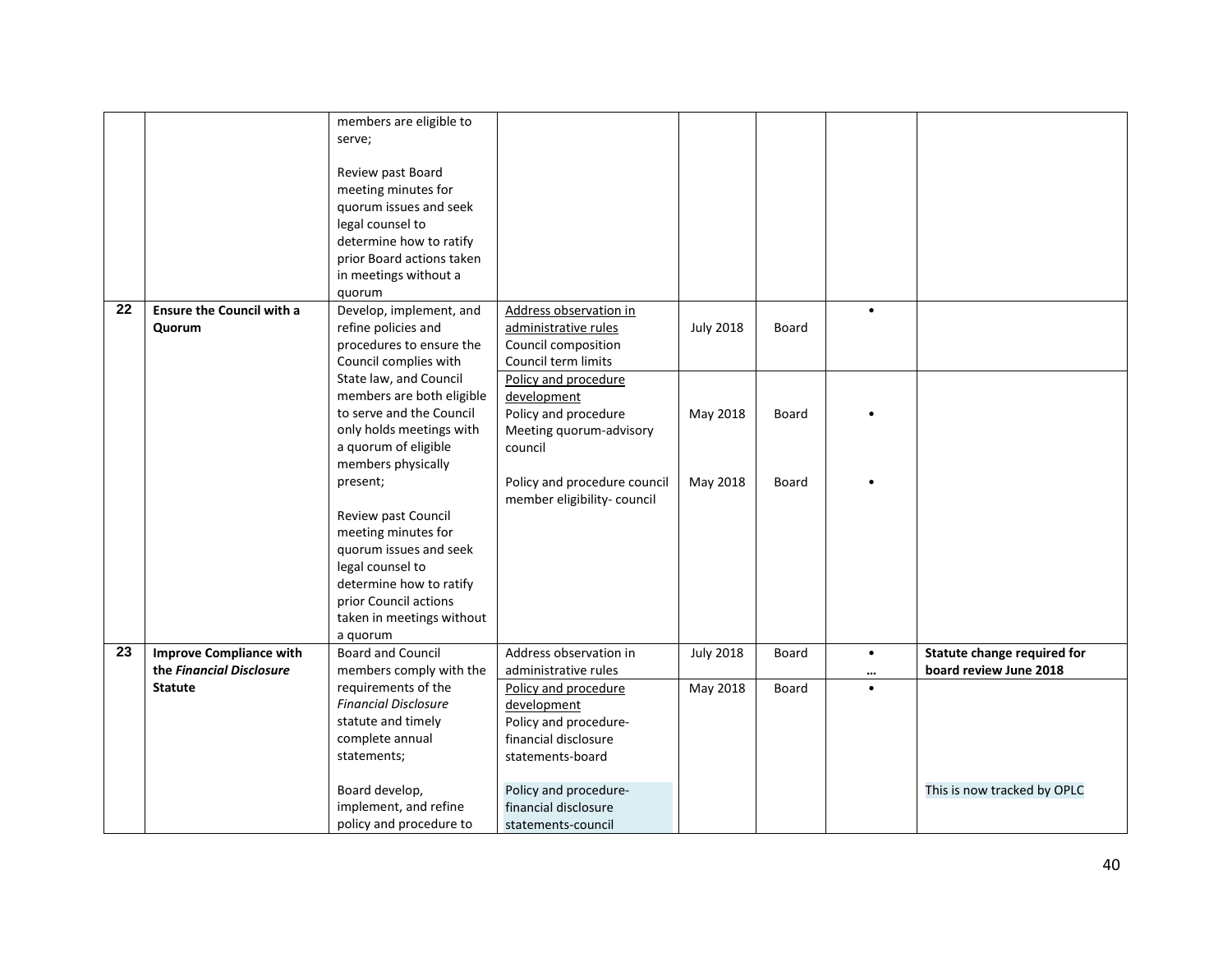| | | | | | | | |
|---|---|---|---|---|---|---|---|
| | | members are eligible to serve;<br><br>Review past Board meeting minutes for quorum issues and seek legal counsel to determine how to ratify prior Board actions taken in meetings without a quorum | | | | | |
| 22 | **Ensure the Council with a Quorum** | Develop, implement, and refine policies and procedures to ensure the Council complies with State law, and Council members are both eligible to serve and the Council only holds meetings with a quorum of eligible members physically present;<br><br>Review past Council meeting minutes for quorum issues and seek legal counsel to determine how to ratify prior Council actions taken in meetings without a quorum | Address observation in administrative rules<br>Council composition<br>Council term limits | July 2018 | Board | • | |
| | | | Policy and procedure development<br>Policy and procedure<br>Meeting quorum-advisory council | May 2018 | Board | • | |
| | | | Policy and procedure council member eligibility- council | May 2018 | Board | • | |
| 23 | **Improve Compliance with the *Financial Disclosure* Statute** | Board and Council members comply with the requirements of the *Financial Disclosure* statute and timely complete annual statements;<br><br>Board develop, implement, and refine policy and procedure to | Address observation in administrative rules | July 2018 | Board | • … | **Statute change required for board review June 2018** |
| | | | Policy and procedure development<br>Policy and procedure-financial disclosure statements-board | May 2018 | Board | • | |
| | | | Policy and procedure-financial disclosure statements-council | | | | This is now tracked by OPLC |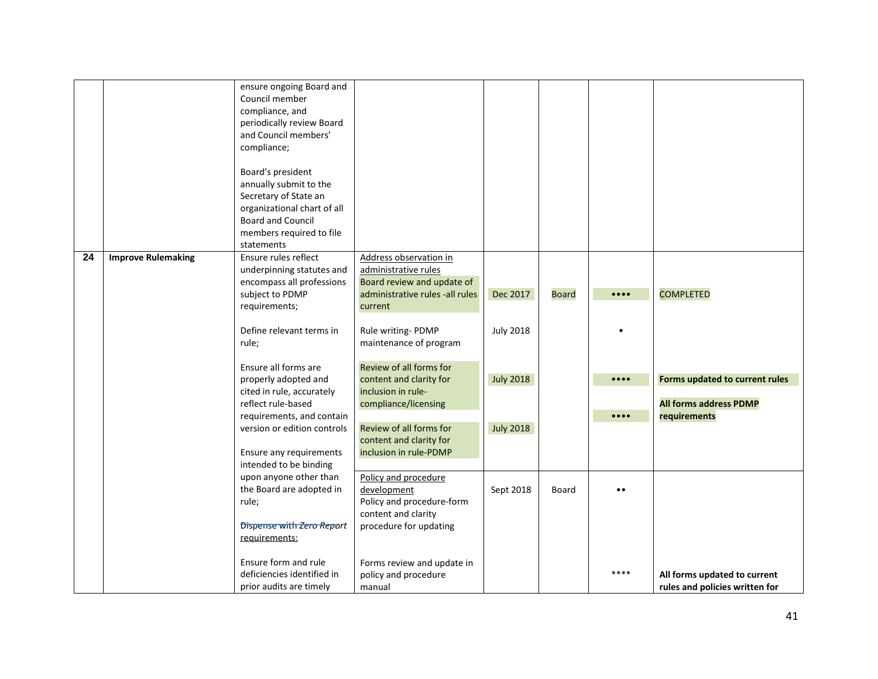| | | | | | | | |
|---|---|---|---|---|---|---|---|
| | | ensure ongoing Board and Council member compliance, and periodically review Board and Council members' compliance;<br><br>Board's president annually submit to the Secretary of State an organizational chart of all Board and Council members required to file statements | | | | | |
| **24** | **Improve Rulemaking** | Ensure rules reflect underpinning statutes and encompass all professions subject to PDMP requirements;<br><br>Define relevant terms in rule;<br><br>Ensure all forms are properly adopted and cited in rule, accurately reflect rule-based requirements, and contain version or edition controls<br><br>Ensure any requirements intended to be binding upon anyone other than the Board are adopted in rule;<br><br>~~Dispense with *Zero Report*~~ requirements;<br><br>Ensure form and rule deficiencies identified in prior audits are timely | Address observation in administrative rules<br>Board review and update of administrative rules -all rules current<br><br>Rule writing- PDMP maintenance of program<br><br>Review of all forms for content and clarity for inclusion in rule-compliance/licensing<br><br>Review of all forms for content and clarity for inclusion in rule-PDMP | Dec 2017<br><br>July 2018<br><br>July 2018<br><br>July 2018 | Board | ••••<br><br>•<br><br>••••<br><br>•••• | COMPLETED<br><br>**Forms updated to current rules**<br><br>**All forms address PDMP requirements** |
| | | | Policy and procedure development<br>Policy and procedure-form content and clarity procedure for updating<br><br>Forms review and update in policy and procedure manual | Sept 2018 | Board | ••<br><br>**** | **All forms updated to current rules and policies written for** |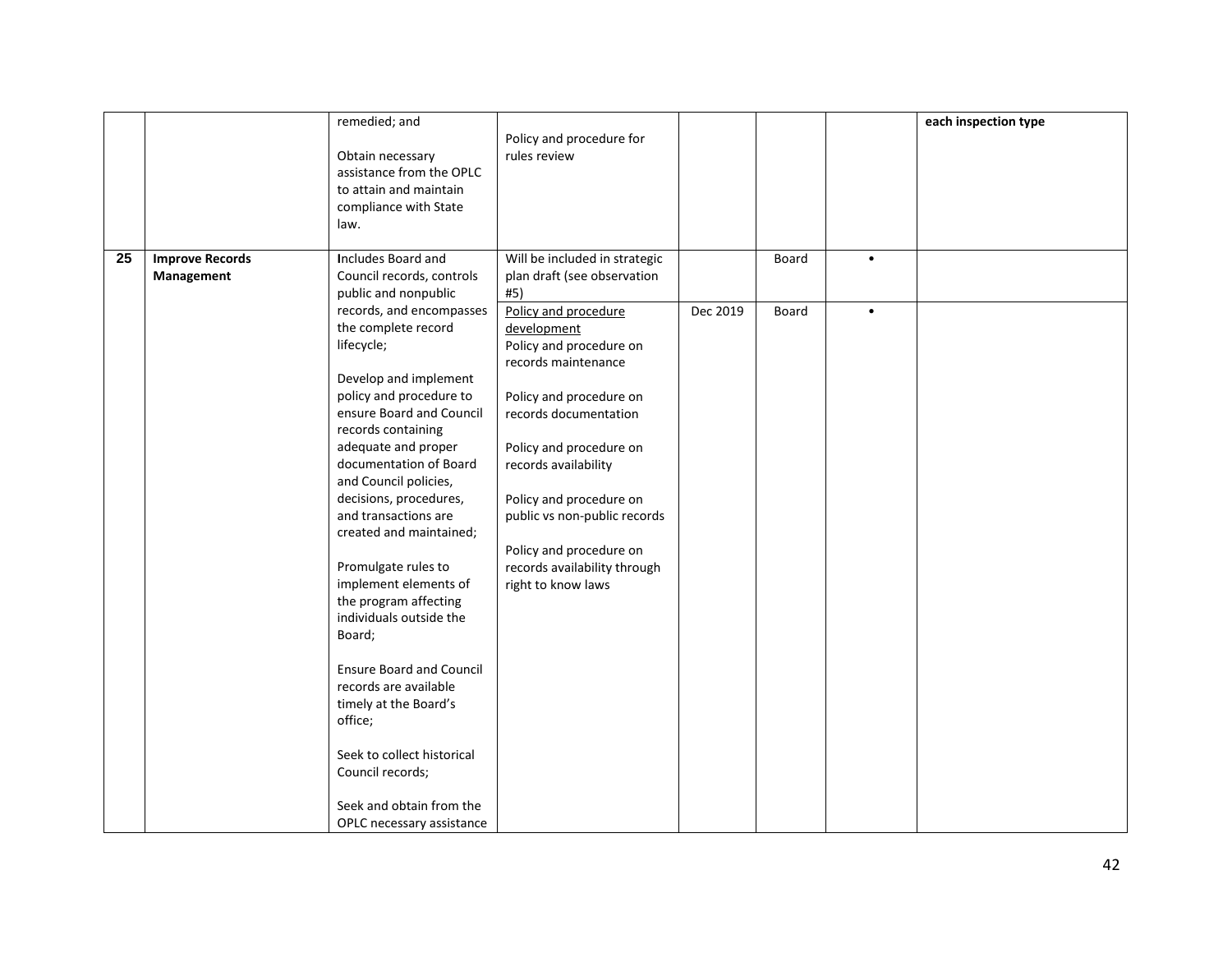| | | | | | | | |
|---|---|---|---|---|---|---|---|
| | | remedied; and<br><br>Obtain necessary assistance from the OPLC to attain and maintain compliance with State law. | Policy and procedure for rules review | | | | **each inspection type** |
| **25** | **Improve Records Management** | **I**ncludes Board and Council records, controls public and nonpublic records, and encompasses the complete record lifecycle;<br><br>Develop and implement policy and procedure to ensure Board and Council records containing adequate and proper documentation of Board and Council policies, decisions, procedures, and transactions are created and maintained;<br><br>Promulgate rules to implement elements of the program affecting individuals outside the Board;<br><br>Ensure Board and Council records are available timely at the Board's office;<br><br>Seek to collect historical Council records;<br><br>Seek and obtain from the OPLC necessary assistance | Will be included in strategic plan draft (see observation #5) | | Board | • | |
| | | | Policy and procedure development<br>Policy and procedure on records maintenance<br><br>Policy and procedure on records documentation<br><br>Policy and procedure on records availability<br><br>Policy and procedure on public vs non-public records<br><br>Policy and procedure on records availability through right to know laws | Dec 2019 | Board | • | |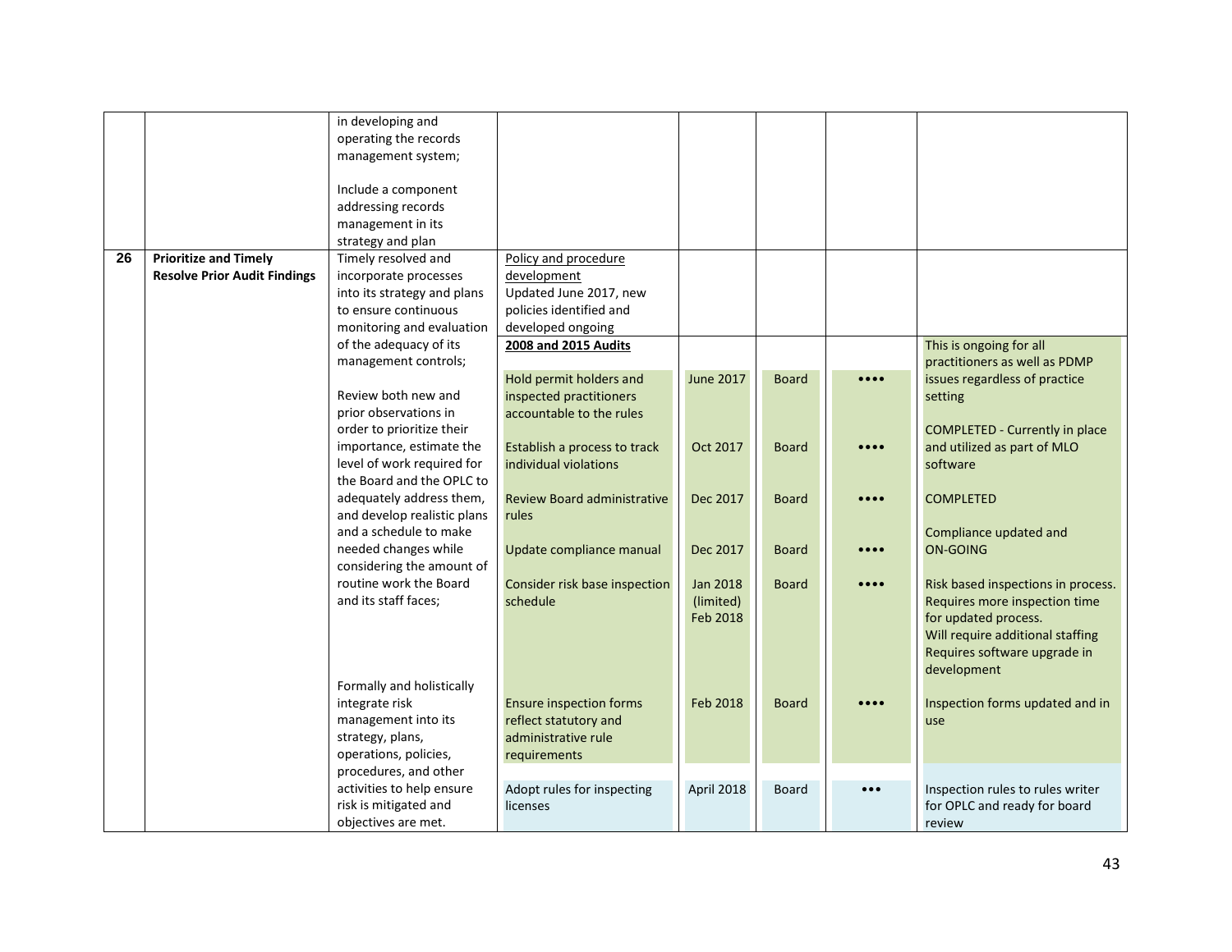| | | | | | | | |
|---|---|---|---|---|---|---|---|
| | | in developing and operating the records management system;<br><br>Include a component addressing records management in its strategy and plan | | | | | |
| **26** | **Prioritize and Timely Resolve Prior Audit Findings** | Timely resolved and incorporate processes into its strategy and plans to ensure continuous monitoring and evaluation of the adequacy of its management controls;<br><br>Review both new and prior observations in order to prioritize their importance, estimate the level of work required for the Board and the OPLC to adequately address them, and develop realistic plans and a schedule to make needed changes while considering the amount of routine work the Board and its staff faces;<br><br>Formally and holistically integrate risk management into its strategy, plans, operations, policies, procedures, and other activities to help ensure risk is mitigated and objectives are met. | Policy and procedure development<br>Updated June 2017, new policies identified and developed ongoing | | | | |
| | | | **2008 and 2015 Audits** | | | | This is ongoing for all practitioners as well as PDMP issues regardless of practice setting |
| | | | Hold permit holders and inspected practitioners accountable to the rules | June 2017 | Board | •••• | |
| | | | Establish a process to track individual violations | Oct 2017 | Board | •••• | COMPLETED - Currently in place and utilized as part of MLO software |
| | | | Review Board administrative rules | Dec 2017 | Board | •••• | COMPLETED |
| | | | Update compliance manual | Dec 2017 | Board | •••• | Compliance updated and ON-GOING |
| | | | Consider risk base inspection schedule | Jan 2018 (limited) Feb 2018 | Board | •••• | Risk based inspections in process. Requires more inspection time for updated process. Will require additional staffing Requires software upgrade in development |
| | | | Ensure inspection forms reflect statutory and administrative rule requirements | Feb 2018 | Board | •••• | Inspection forms updated and in use |
| | | | Adopt rules for inspecting licenses | April 2018 | Board | ••• | Inspection rules to rules writer for OPLC and ready for board review |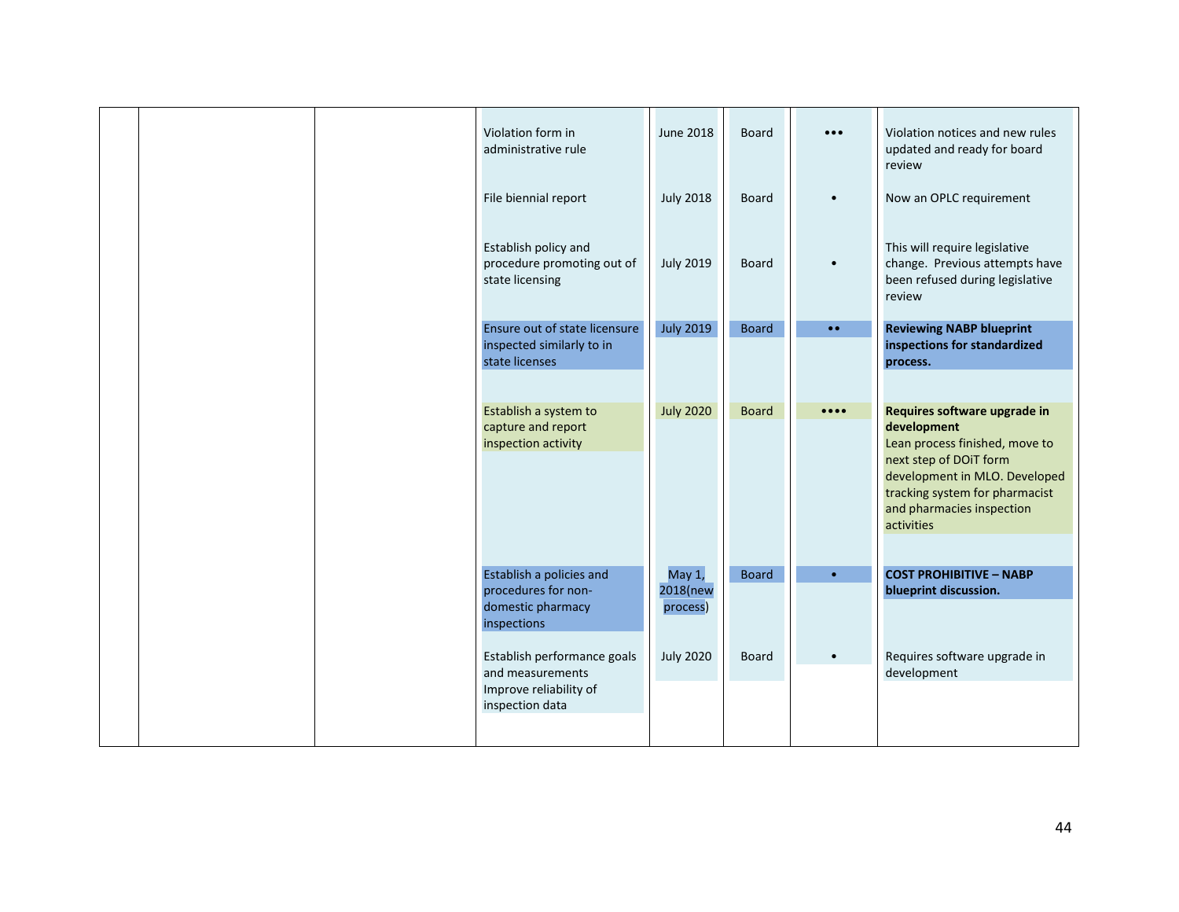| | | | | | | | |
|---|---|---|---|---|---|---|---|
| | | | Violation form in administrative rule | June 2018 | Board | ••• | Violation notices and new rules updated and ready for board review |
| | | | File biennial report | July 2018 | Board | • | Now an OPLC requirement |
| | | | Establish policy and procedure promoting out of state licensing | July 2019 | Board | • | This will require legislative change. Previous attempts have been refused during legislative review |
| | | | Ensure out of state licensure inspected similarly to in state licenses | July 2019 | Board | •• | **Reviewing NABP blueprint inspections for standardized process.** |
| | | | Establish a system to capture and report inspection activity | July 2020 | Board | •••• | **Requires software upgrade in development** Lean process finished, move to next step of DOiT form development in MLO. Developed tracking system for pharmacist and pharmacies inspection activities |
| | | | Establish a policies and procedures for non-domestic pharmacy inspections | May 1, 2018(new process) | Board | • | **COST PROHIBITIVE – NABP blueprint discussion.** |
| | | | Establish performance goals and measurements Improve reliability of inspection data | July 2020 | Board | • | Requires software upgrade in development |